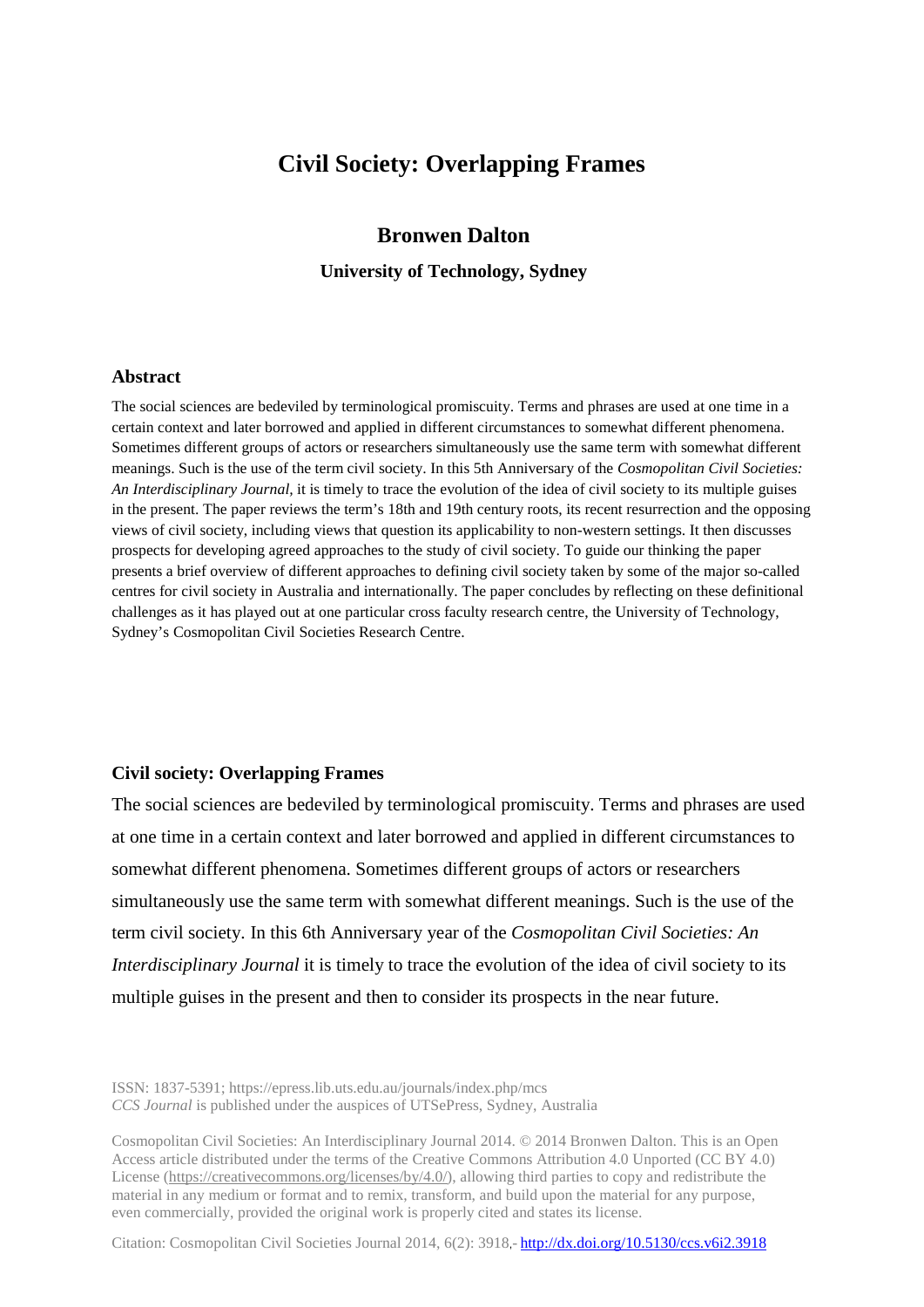# Civil Society: Overlapping Frames

## Bronwen Dalton

### University of Technology, Sydney

### Abstract

The social sciences are bedeviled by terminological promiscuity. Terms and phrases are used at one time in a certain context and later borrowed and applied in different circumstances to somewhat different phenomena. Sometimes different groups of actors or researchers simultaneously use the same term with somewhat different meanings. Such is the use of the term civil society. In this 5th Anniversary of the *Cosmopolitan Civil Societies: An Interdisciplinary Journal,* it is timely to trace the evolution of the idea of civil society to its multiple guises in the present. The paper reviews the term's 18th and 19th century roots, its recent resurrection and the opposing views of civil society, including views that question its applicability to non-western settings. It then discusses prospects for developing agreed approaches to the study of civil society. To guide our thinking the paper presents a brief overview of different approaches to defining civil society taken by some of the major so-called centres for civil society in Australia and internationally. The paper concludes by reflecting on these definitional challenges as it has played out at one particular cross faculty research centre, the University of Technology, Sydney's Cosmopolitan Civil Societies Research Centre.

### Civil society: Overlapping Frames

The social sciences are bedeviled by terminological promiscuity. Terms and phrases are used at one time in a certain context and later borrowed and applied in different circumstances to somewhat different phenomena. Sometimes different groups of actors or researchers simultaneously use the same term with somewhat different meanings. Such is the use of the term civil society. In this 6th Anniversary year of the *Cosmopolitan Civil Societies: An Interdisciplinary Journal* it is timely to trace the evolution of the idea of civil society to its multiple guises in the present and then to consider its prospects in the near future.

ISSN: 1837-5391; https://epress.lib.uts.edu.au/journals/index.php/mcs
*CCS Journal* is published under the auspices of UTSePress, Sydney, Australia

Cosmopolitan Civil Societies: An Interdisciplinary Journal 2014. © 2014 Bronwen Dalton. This is an Open Access article distributed under the terms of the Creative Commons Attribution 4.0 Unported (CC BY 4.0) License (https://creativecommons.org/licenses/by/4.0/), allowing third parties to copy and redistribute the material in any medium or format and to remix, transform, and build upon the material for any purpose, even commercially, provided the original work is properly cited and states its license.

Citation: Cosmopolitan Civil Societies Journal 2014, 6(2): 3918,- http://dx.doi.org/10.5130/ccs.v6i2.3918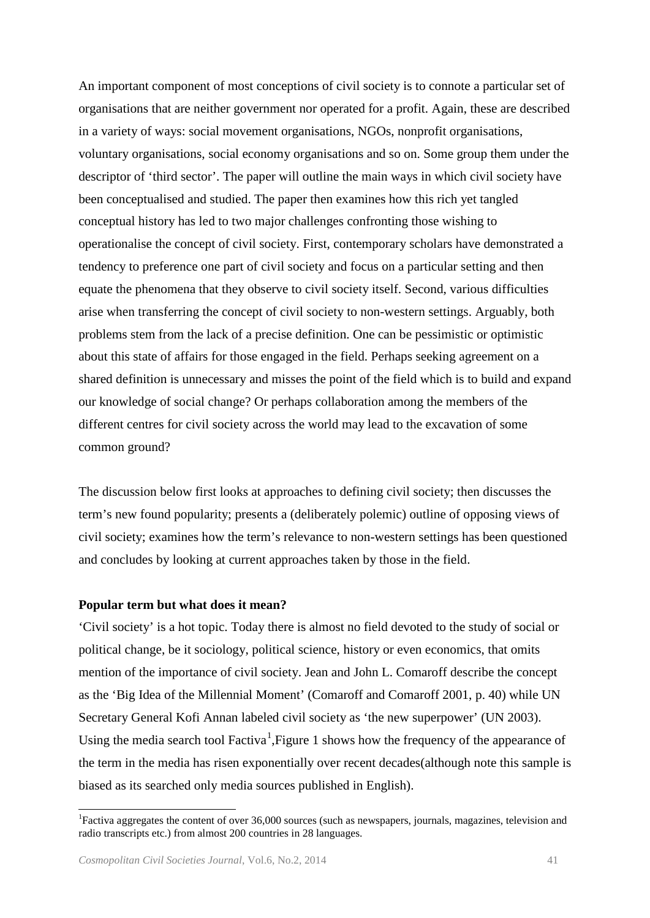An important component of most conceptions of civil society is to connote a particular set of organisations that are neither government nor operated for a profit. Again, these are described in a variety of ways: social movement organisations, NGOs, nonprofit organisations, voluntary organisations, social economy organisations and so on. Some group them under the descriptor of 'third sector'. The paper will outline the main ways in which civil society have been conceptualised and studied. The paper then examines how this rich yet tangled conceptual history has led to two major challenges confronting those wishing to operationalise the concept of civil society. First, contemporary scholars have demonstrated a tendency to preference one part of civil society and focus on a particular setting and then equate the phenomena that they observe to civil society itself. Second, various difficulties arise when transferring the concept of civil society to non-western settings. Arguably, both problems stem from the lack of a precise definition. One can be pessimistic or optimistic about this state of affairs for those engaged in the field. Perhaps seeking agreement on a shared definition is unnecessary and misses the point of the field which is to build and expand our knowledge of social change? Or perhaps collaboration among the members of the different centres for civil society across the world may lead to the excavation of some common ground?

The discussion below first looks at approaches to defining civil society; then discusses the term's new found popularity; presents a (deliberately polemic) outline of opposing views of civil society; examines how the term's relevance to non-western settings has been questioned and concludes by looking at current approaches taken by those in the field.

**Popular term but what does it mean?**

'Civil society' is a hot topic. Today there is almost no field devoted to the study of social or political change, be it sociology, political science, history or even economics, that omits mention of the importance of civil society. Jean and John L. Comaroff describe the concept as the 'Big Idea of the Millennial Moment' (Comaroff and Comaroff 2001, p. 40) while UN Secretary General Kofi Annan labeled civil society as 'the new superpower' (UN 2003). Using the media search tool Factiva[1],Figure 1 shows how the frequency of the appearance of the term in the media has risen exponentially over recent decades(although note this sample is biased as its searched only media sources published in English).

[1]Factiva aggregates the content of over 36,000 sources (such as newspapers, journals, magazines, television and radio transcripts etc.) from almost 200 countries in 28 languages.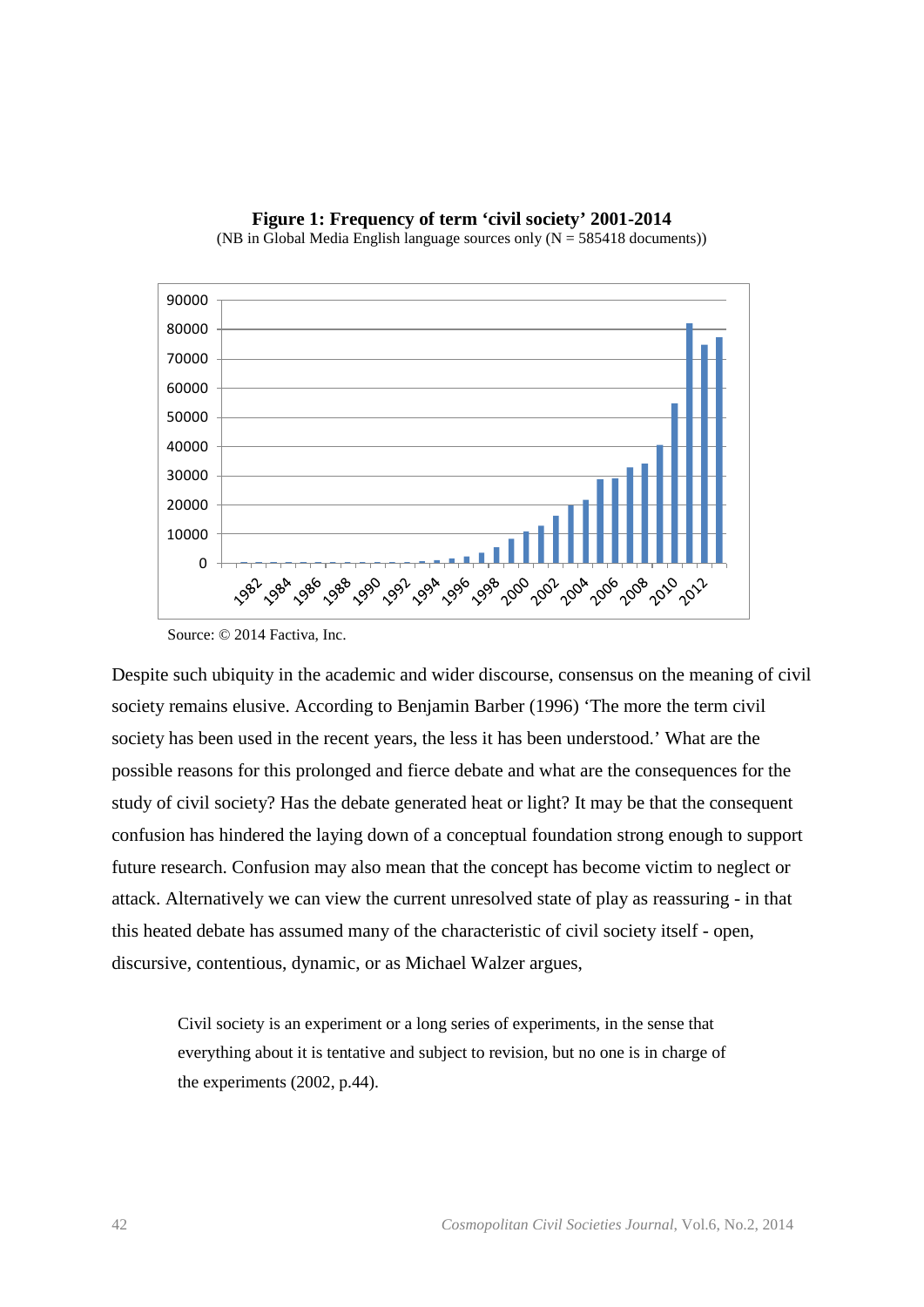**Figure 1: Frequency of term 'civil society' 2001-2014**
(NB in Global Media English language sources only (N = 585418 documents))

Source: © 2014 Factiva, Inc.

Despite such ubiquity in the academic and wider discourse, consensus on the meaning of civil society remains elusive. According to Benjamin Barber (1996) 'The more the term civil society has been used in the recent years, the less it has been understood.' What are the possible reasons for this prolonged and fierce debate and what are the consequences for the study of civil society? Has the debate generated heat or light? It may be that the consequent confusion has hindered the laying down of a conceptual foundation strong enough to support future research. Confusion may also mean that the concept has become victim to neglect or attack. Alternatively we can view the current unresolved state of play as reassuring - in that this heated debate has assumed many of the characteristic of civil society itself - open, discursive, contentious, dynamic, or as Michael Walzer argues,

> Civil society is an experiment or a long series of experiments, in the sense that everything about it is tentative and subject to revision, but no one is in charge of the experiments (2002, p.44).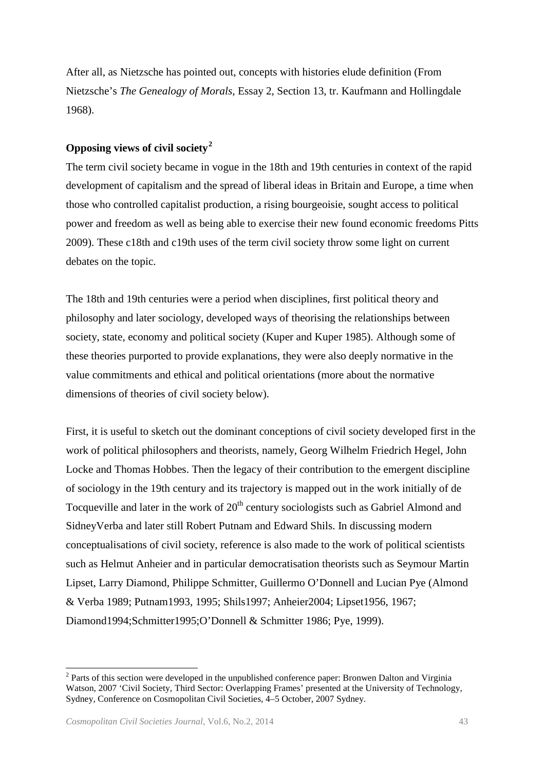After all, as Nietzsche has pointed out, concepts with histories elude definition (From Nietzsche's *The Genealogy of Morals*, Essay 2, Section 13, tr. Kaufmann and Hollingdale 1968).

## Opposing views of civil society[2]

The term civil society became in vogue in the 18th and 19th centuries in context of the rapid development of capitalism and the spread of liberal ideas in Britain and Europe, a time when those who controlled capitalist production, a rising bourgeoisie, sought access to political power and freedom as well as being able to exercise their new found economic freedoms Pitts 2009). These c18th and c19th uses of the term civil society throw some light on current debates on the topic.

The 18th and 19th centuries were a period when disciplines, first political theory and philosophy and later sociology, developed ways of theorising the relationships between society, state, economy and political society (Kuper and Kuper 1985). Although some of these theories purported to provide explanations, they were also deeply normative in the value commitments and ethical and political orientations (more about the normative dimensions of theories of civil society below).

First, it is useful to sketch out the dominant conceptions of civil society developed first in the work of political philosophers and theorists, namely, Georg Wilhelm Friedrich Hegel, John Locke and Thomas Hobbes. Then the legacy of their contribution to the emergent discipline of sociology in the 19th century and its trajectory is mapped out in the work initially of de Tocqueville and later in the work of 20th century sociologists such as Gabriel Almond and SidneyVerba and later still Robert Putnam and Edward Shils. In discussing modern conceptualisations of civil society, reference is also made to the work of political scientists such as Helmut Anheier and in particular democratisation theorists such as Seymour Martin Lipset, Larry Diamond, Philippe Schmitter, Guillermo O'Donnell and Lucian Pye (Almond & Verba 1989; Putnam1993, 1995; Shils1997; Anheier2004; Lipset1956, 1967; Diamond1994;Schmitter1995;O'Donnell & Schmitter 1986; Pye, 1999).

---

[2] Parts of this section were developed in the unpublished conference paper: Bronwen Dalton and Virginia Watson, 2007 'Civil Society, Third Sector: Overlapping Frames' presented at the University of Technology, Sydney, Conference on Cosmopolitan Civil Societies, 4–5 October, 2007 Sydney.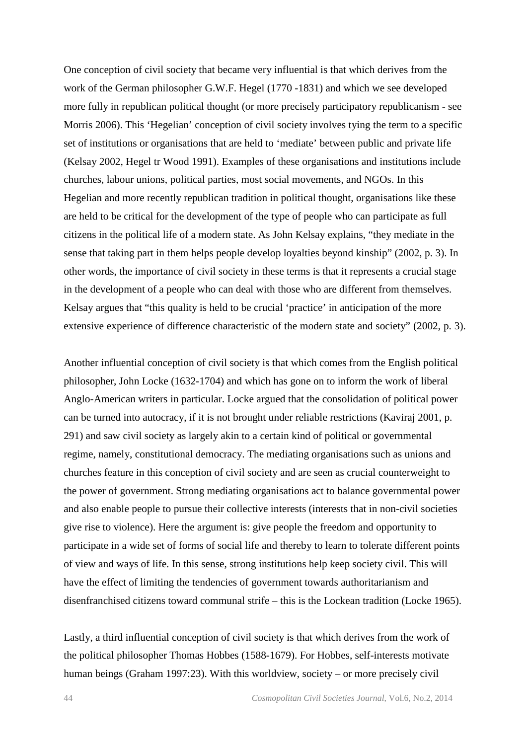One conception of civil society that became very influential is that which derives from the work of the German philosopher G.W.F. Hegel (1770 -1831) and which we see developed more fully in republican political thought (or more precisely participatory republicanism - see Morris 2006). This 'Hegelian' conception of civil society involves tying the term to a specific set of institutions or organisations that are held to 'mediate' between public and private life (Kelsay 2002, Hegel tr Wood 1991). Examples of these organisations and institutions include churches, labour unions, political parties, most social movements, and NGOs. In this Hegelian and more recently republican tradition in political thought, organisations like these are held to be critical for the development of the type of people who can participate as full citizens in the political life of a modern state. As John Kelsay explains, "they mediate in the sense that taking part in them helps people develop loyalties beyond kinship" (2002, p. 3). In other words, the importance of civil society in these terms is that it represents a crucial stage in the development of a people who can deal with those who are different from themselves. Kelsay argues that "this quality is held to be crucial 'practice' in anticipation of the more extensive experience of difference characteristic of the modern state and society" (2002, p. 3).

Another influential conception of civil society is that which comes from the English political philosopher, John Locke (1632-1704) and which has gone on to inform the work of liberal Anglo-American writers in particular. Locke argued that the consolidation of political power can be turned into autocracy, if it is not brought under reliable restrictions (Kaviraj 2001, p. 291) and saw civil society as largely akin to a certain kind of political or governmental regime, namely, constitutional democracy. The mediating organisations such as unions and churches feature in this conception of civil society and are seen as crucial counterweight to the power of government. Strong mediating organisations act to balance governmental power and also enable people to pursue their collective interests (interests that in non-civil societies give rise to violence). Here the argument is: give people the freedom and opportunity to participate in a wide set of forms of social life and thereby to learn to tolerate different points of view and ways of life. In this sense, strong institutions help keep society civil. This will have the effect of limiting the tendencies of government towards authoritarianism and disenfranchised citizens toward communal strife – this is the Lockean tradition (Locke 1965).

Lastly, a third influential conception of civil society is that which derives from the work of the political philosopher Thomas Hobbes (1588-1679). For Hobbes, self-interests motivate human beings (Graham 1997:23). With this worldview, society – or more precisely civil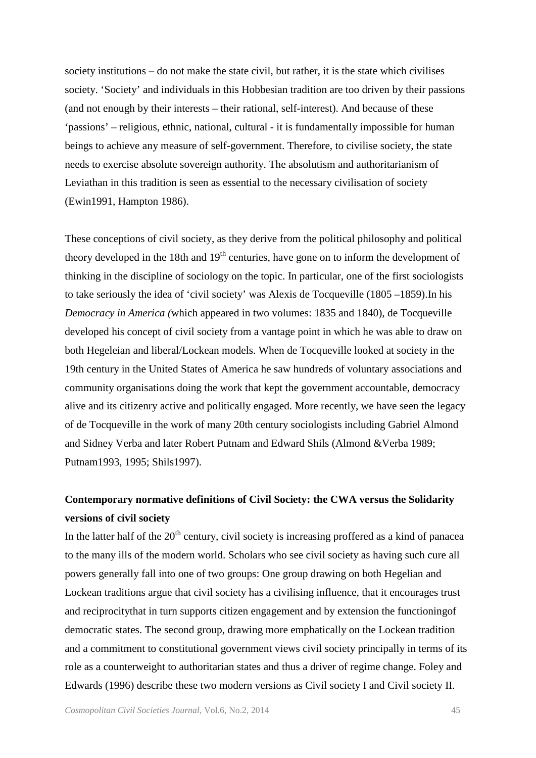society institutions – do not make the state civil, but rather, it is the state which civilises society. 'Society' and individuals in this Hobbesian tradition are too driven by their passions (and not enough by their interests – their rational, self-interest). And because of these 'passions' – religious, ethnic, national, cultural - it is fundamentally impossible for human beings to achieve any measure of self-government. Therefore, to civilise society, the state needs to exercise absolute sovereign authority. The absolutism and authoritarianism of Leviathan in this tradition is seen as essential to the necessary civilisation of society (Ewin1991, Hampton 1986).

These conceptions of civil society, as they derive from the political philosophy and political theory developed in the 18th and 19th centuries, have gone on to inform the development of thinking in the discipline of sociology on the topic. In particular, one of the first sociologists to take seriously the idea of 'civil society' was Alexis de Tocqueville (1805 –1859).In his *Democracy in America (*which appeared in two volumes: 1835 and 1840), de Tocqueville developed his concept of civil society from a vantage point in which he was able to draw on both Hegeleian and liberal/Lockean models. When de Tocqueville looked at society in the 19th century in the United States of America he saw hundreds of voluntary associations and community organisations doing the work that kept the government accountable, democracy alive and its citizenry active and politically engaged. More recently, we have seen the legacy of de Tocqueville in the work of many 20th century sociologists including Gabriel Almond and Sidney Verba and later Robert Putnam and Edward Shils (Almond &Verba 1989; Putnam1993, 1995; Shils1997).

## Contemporary normative definitions of Civil Society: the CWA versus the Solidarity versions of civil society

In the latter half of the 20th century, civil society is increasing proffered as a kind of panacea to the many ills of the modern world. Scholars who see civil society as having such cure all powers generally fall into one of two groups: One group drawing on both Hegelian and Lockean traditions argue that civil society has a civilising influence, that it encourages trust and reciprocitythat in turn supports citizen engagement and by extension the functioningof democratic states. The second group, drawing more emphatically on the Lockean tradition and a commitment to constitutional government views civil society principally in terms of its role as a counterweight to authoritarian states and thus a driver of regime change. Foley and Edwards (1996) describe these two modern versions as Civil society I and Civil society II.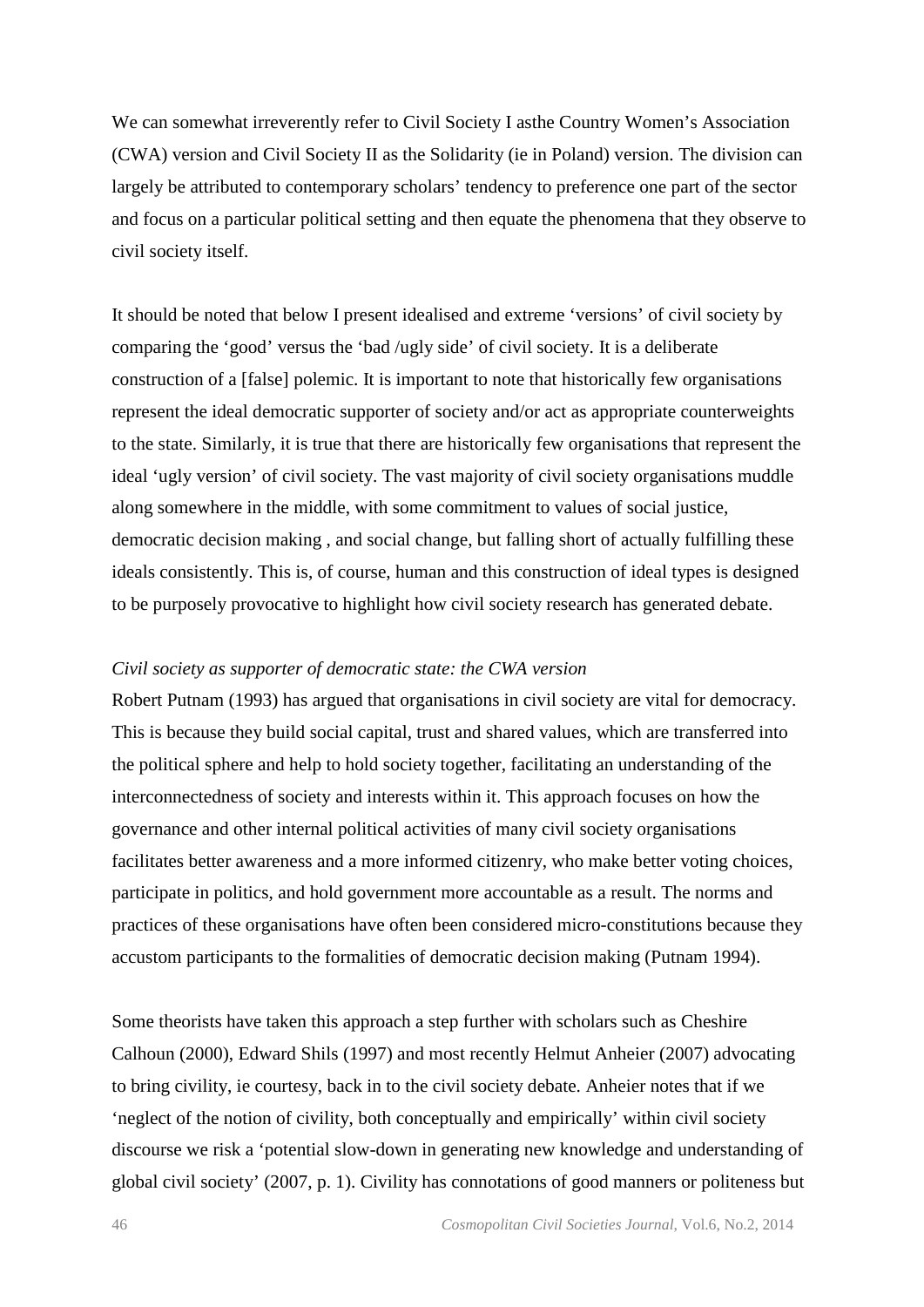We can somewhat irreverently refer to Civil Society I asthe Country Women's Association (CWA) version and Civil Society II as the Solidarity (ie in Poland) version. The division can largely be attributed to contemporary scholars' tendency to preference one part of the sector and focus on a particular political setting and then equate the phenomena that they observe to civil society itself.

It should be noted that below I present idealised and extreme 'versions' of civil society by comparing the 'good' versus the 'bad /ugly side' of civil society. It is a deliberate construction of a [false] polemic. It is important to note that historically few organisations represent the ideal democratic supporter of society and/or act as appropriate counterweights to the state. Similarly, it is true that there are historically few organisations that represent the ideal 'ugly version' of civil society. The vast majority of civil society organisations muddle along somewhere in the middle, with some commitment to values of social justice, democratic decision making , and social change, but falling short of actually fulfilling these ideals consistently. This is, of course, human and this construction of ideal types is designed to be purposely provocative to highlight how civil society research has generated debate.

*Civil society as supporter of democratic state: the CWA version*

Robert Putnam (1993) has argued that organisations in civil society are vital for democracy. This is because they build social capital, trust and shared values, which are transferred into the political sphere and help to hold society together, facilitating an understanding of the interconnectedness of society and interests within it. This approach focuses on how the governance and other internal political activities of many civil society organisations facilitates better awareness and a more informed citizenry, who make better voting choices, participate in politics, and hold government more accountable as a result. The norms and practices of these organisations have often been considered micro-constitutions because they accustom participants to the formalities of democratic decision making (Putnam 1994).

Some theorists have taken this approach a step further with scholars such as Cheshire Calhoun (2000), Edward Shils (1997) and most recently Helmut Anheier (2007) advocating to bring civility, ie courtesy, back in to the civil society debate. Anheier notes that if we 'neglect of the notion of civility, both conceptually and empirically' within civil society discourse we risk a 'potential slow-down in generating new knowledge and understanding of global civil society' (2007, p. 1). Civility has connotations of good manners or politeness but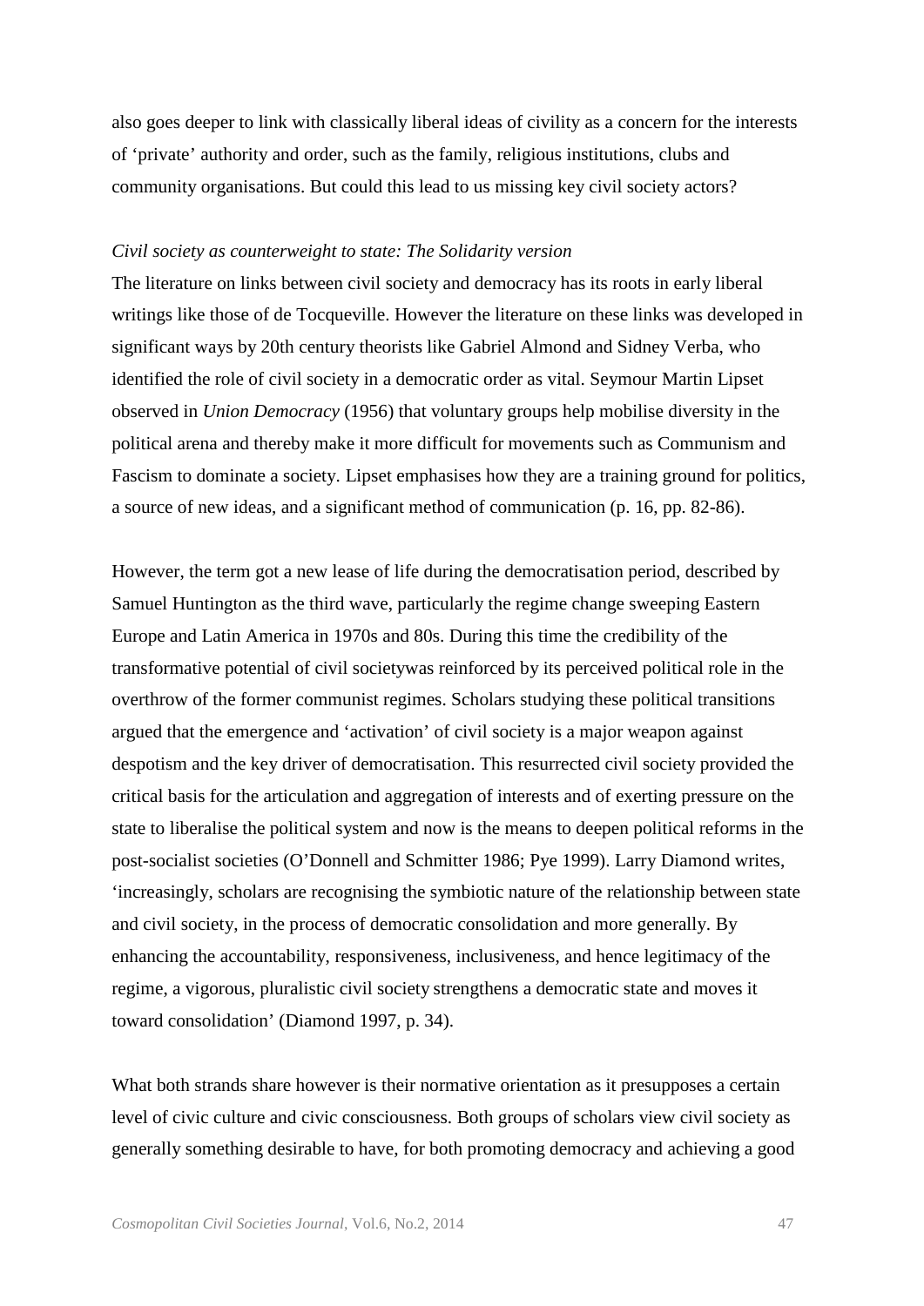also goes deeper to link with classically liberal ideas of civility as a concern for the interests of 'private' authority and order, such as the family, religious institutions, clubs and community organisations. But could this lead to us missing key civil society actors?

*Civil society as counterweight to state: The Solidarity version*

The literature on links between civil society and democracy has its roots in early liberal writings like those of de Tocqueville. However the literature on these links was developed in significant ways by 20th century theorists like Gabriel Almond and Sidney Verba, who identified the role of civil society in a democratic order as vital. Seymour Martin Lipset observed in *Union Democracy* (1956) that voluntary groups help mobilise diversity in the political arena and thereby make it more difficult for movements such as Communism and Fascism to dominate a society. Lipset emphasises how they are a training ground for politics, a source of new ideas, and a significant method of communication (p. 16, pp. 82-86).

However, the term got a new lease of life during the democratisation period, described by Samuel Huntington as the third wave, particularly the regime change sweeping Eastern Europe and Latin America in 1970s and 80s. During this time the credibility of the transformative potential of civil societywas reinforced by its perceived political role in the overthrow of the former communist regimes. Scholars studying these political transitions argued that the emergence and 'activation' of civil society is a major weapon against despotism and the key driver of democratisation. This resurrected civil society provided the critical basis for the articulation and aggregation of interests and of exerting pressure on the state to liberalise the political system and now is the means to deepen political reforms in the post-socialist societies (O'Donnell and Schmitter 1986; Pye 1999). Larry Diamond writes, 'increasingly, scholars are recognising the symbiotic nature of the relationship between state and civil society, in the process of democratic consolidation and more generally. By enhancing the accountability, responsiveness, inclusiveness, and hence legitimacy of the regime, a vigorous, pluralistic civil society strengthens a democratic state and moves it toward consolidation' (Diamond 1997, p. 34).

What both strands share however is their normative orientation as it presupposes a certain level of civic culture and civic consciousness. Both groups of scholars view civil society as generally something desirable to have, for both promoting democracy and achieving a good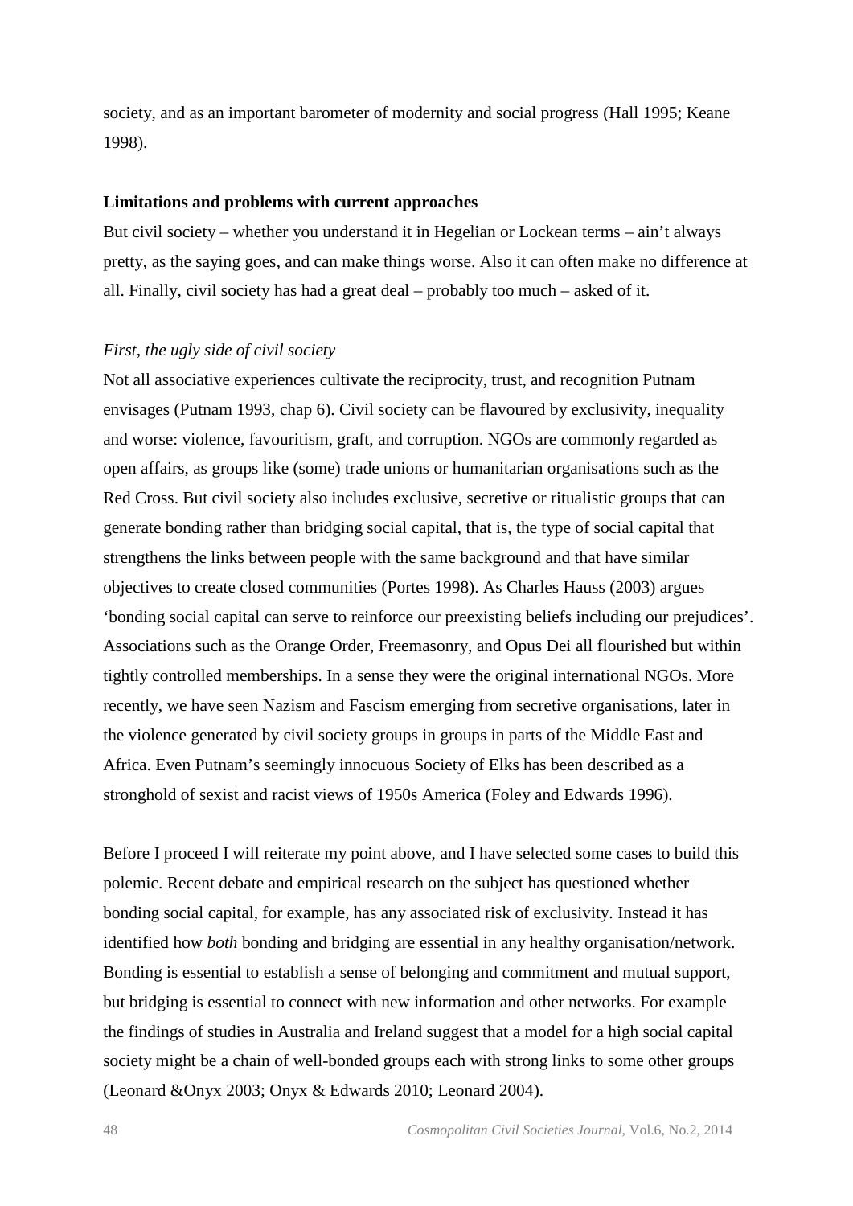society, and as an important barometer of modernity and social progress (Hall 1995; Keane 1998).

**Limitations and problems with current approaches**

But civil society – whether you understand it in Hegelian or Lockean terms – ain't always pretty, as the saying goes, and can make things worse. Also it can often make no difference at all. Finally, civil society has had a great deal – probably too much – asked of it.

*First, the ugly side of civil society*

Not all associative experiences cultivate the reciprocity, trust, and recognition Putnam envisages (Putnam 1993, chap 6). Civil society can be flavoured by exclusivity, inequality and worse: violence, favouritism, graft, and corruption. NGOs are commonly regarded as open affairs, as groups like (some) trade unions or humanitarian organisations such as the Red Cross. But civil society also includes exclusive, secretive or ritualistic groups that can generate bonding rather than bridging social capital, that is, the type of social capital that strengthens the links between people with the same background and that have similar objectives to create closed communities (Portes 1998). As Charles Hauss (2003) argues 'bonding social capital can serve to reinforce our preexisting beliefs including our prejudices'. Associations such as the Orange Order, Freemasonry, and Opus Dei all flourished but within tightly controlled memberships. In a sense they were the original international NGOs. More recently, we have seen Nazism and Fascism emerging from secretive organisations, later in the violence generated by civil society groups in groups in parts of the Middle East and Africa. Even Putnam's seemingly innocuous Society of Elks has been described as a stronghold of sexist and racist views of 1950s America (Foley and Edwards 1996).

Before I proceed I will reiterate my point above, and I have selected some cases to build this polemic. Recent debate and empirical research on the subject has questioned whether bonding social capital, for example, has any associated risk of exclusivity. Instead it has identified how *both* bonding and bridging are essential in any healthy organisation/network. Bonding is essential to establish a sense of belonging and commitment and mutual support, but bridging is essential to connect with new information and other networks. For example the findings of studies in Australia and Ireland suggest that a model for a high social capital society might be a chain of well-bonded groups each with strong links to some other groups (Leonard &Onyx 2003; Onyx & Edwards 2010; Leonard 2004).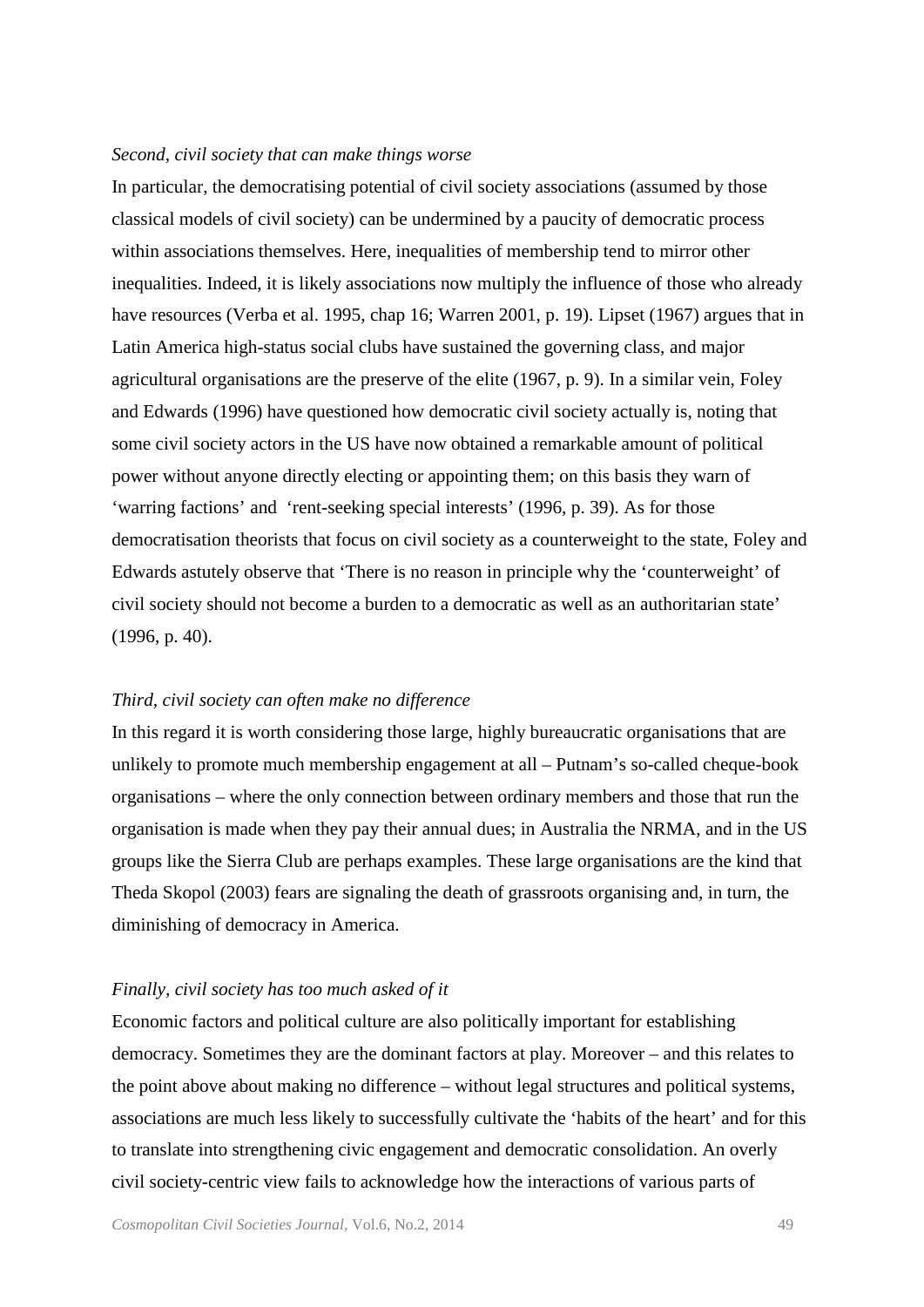*Second, civil society that can make things worse*

In particular, the democratising potential of civil society associations (assumed by those classical models of civil society) can be undermined by a paucity of democratic process within associations themselves. Here, inequalities of membership tend to mirror other inequalities. Indeed, it is likely associations now multiply the influence of those who already have resources (Verba et al. 1995, chap 16; Warren 2001, p. 19). Lipset (1967) argues that in Latin America high-status social clubs have sustained the governing class, and major agricultural organisations are the preserve of the elite (1967, p. 9). In a similar vein, Foley and Edwards (1996) have questioned how democratic civil society actually is, noting that some civil society actors in the US have now obtained a remarkable amount of political power without anyone directly electing or appointing them; on this basis they warn of 'warring factions' and 'rent-seeking special interests' (1996, p. 39). As for those democratisation theorists that focus on civil society as a counterweight to the state, Foley and Edwards astutely observe that 'There is no reason in principle why the 'counterweight' of civil society should not become a burden to a democratic as well as an authoritarian state' (1996, p. 40).

*Third, civil society can often make no difference*

In this regard it is worth considering those large, highly bureaucratic organisations that are unlikely to promote much membership engagement at all – Putnam's so-called cheque-book organisations – where the only connection between ordinary members and those that run the organisation is made when they pay their annual dues; in Australia the NRMA, and in the US groups like the Sierra Club are perhaps examples. These large organisations are the kind that Theda Skopol (2003) fears are signaling the death of grassroots organising and, in turn, the diminishing of democracy in America.

*Finally, civil society has too much asked of it*

Economic factors and political culture are also politically important for establishing democracy. Sometimes they are the dominant factors at play. Moreover – and this relates to the point above about making no difference – without legal structures and political systems, associations are much less likely to successfully cultivate the 'habits of the heart' and for this to translate into strengthening civic engagement and democratic consolidation. An overly civil society-centric view fails to acknowledge how the interactions of various parts of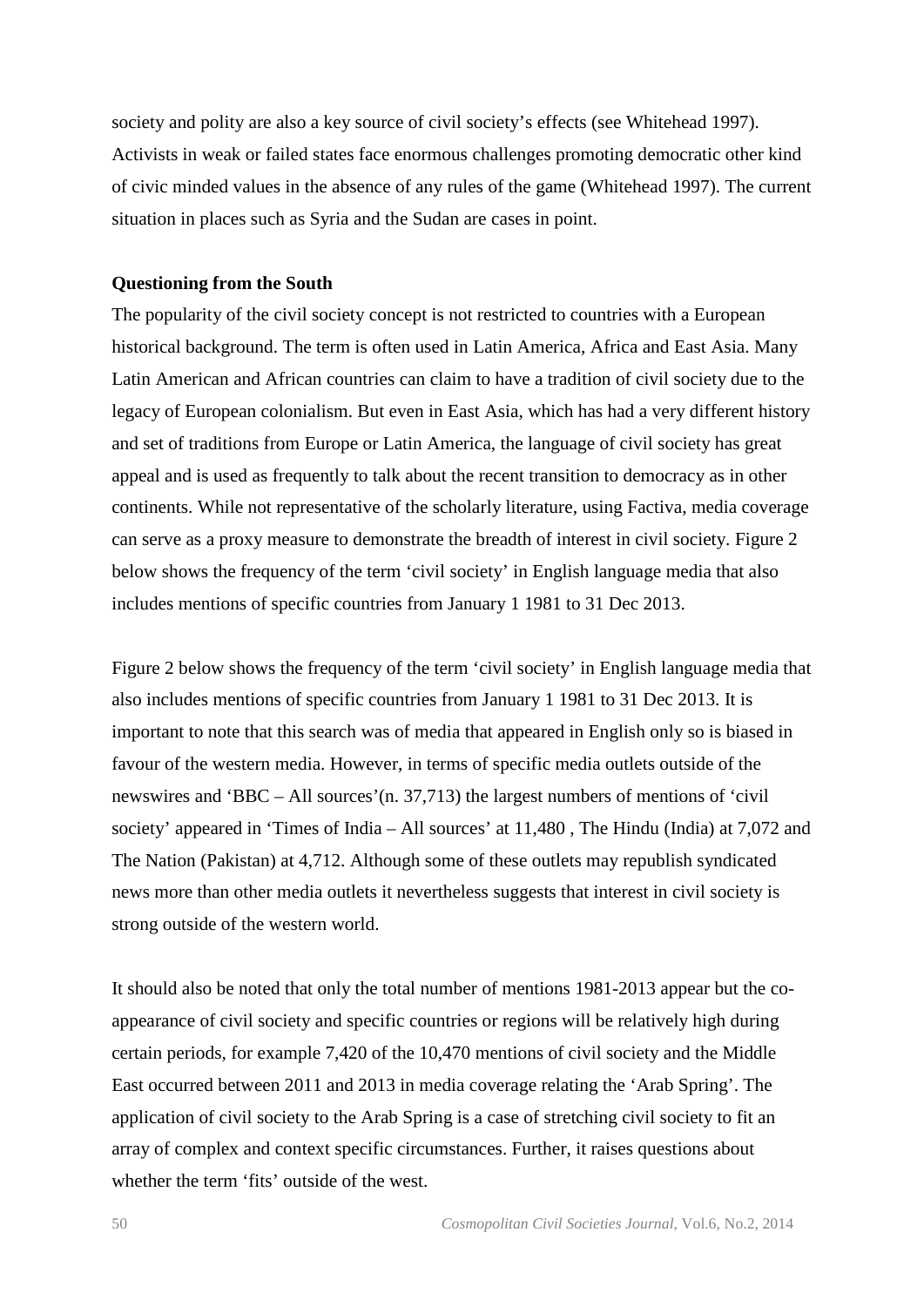society and polity are also a key source of civil society's effects (see Whitehead 1997). Activists in weak or failed states face enormous challenges promoting democratic other kind of civic minded values in the absence of any rules of the game (Whitehead 1997). The current situation in places such as Syria and the Sudan are cases in point.

**Questioning from the South**

The popularity of the civil society concept is not restricted to countries with a European historical background. The term is often used in Latin America, Africa and East Asia. Many Latin American and African countries can claim to have a tradition of civil society due to the legacy of European colonialism. But even in East Asia, which has had a very different history and set of traditions from Europe or Latin America, the language of civil society has great appeal and is used as frequently to talk about the recent transition to democracy as in other continents. While not representative of the scholarly literature, using Factiva, media coverage can serve as a proxy measure to demonstrate the breadth of interest in civil society. Figure 2 below shows the frequency of the term 'civil society' in English language media that also includes mentions of specific countries from January 1 1981 to 31 Dec 2013.

Figure 2 below shows the frequency of the term 'civil society' in English language media that also includes mentions of specific countries from January 1 1981 to 31 Dec 2013. It is important to note that this search was of media that appeared in English only so is biased in favour of the western media. However, in terms of specific media outlets outside of the newswires and 'BBC – All sources'(n. 37,713) the largest numbers of mentions of 'civil society' appeared in 'Times of India – All sources' at 11,480 , The Hindu (India) at 7,072 and The Nation (Pakistan) at 4,712. Although some of these outlets may republish syndicated news more than other media outlets it nevertheless suggests that interest in civil society is strong outside of the western world.

It should also be noted that only the total number of mentions 1981-2013 appear but the co-appearance of civil society and specific countries or regions will be relatively high during certain periods, for example 7,420 of the 10,470 mentions of civil society and the Middle East occurred between 2011 and 2013 in media coverage relating the 'Arab Spring'. The application of civil society to the Arab Spring is a case of stretching civil society to fit an array of complex and context specific circumstances. Further, it raises questions about whether the term 'fits' outside of the west.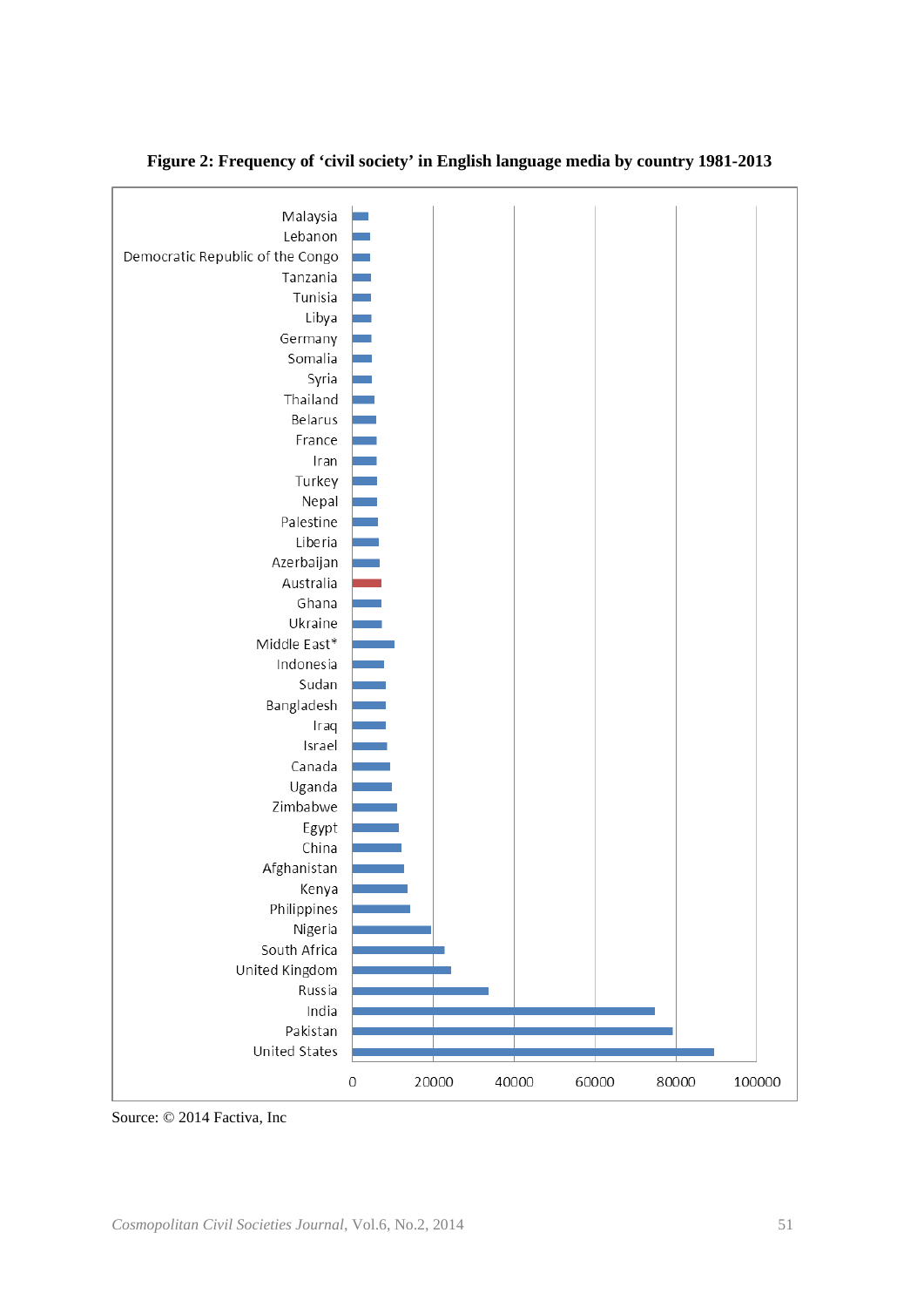**Figure 2: Frequency of 'civil society' in English language media by country 1981-2013**

Malaysia
Lebanon
Democratic Republic of the Congo
Tanzania
Tunisia
Libya
Germany
Somalia
Syria
Thailand
Belarus
France
Iran
Turkey
Nepal
Palestine
Liberia
Azerbaijan
Australia
Ghana
Ukraine
Middle East*
Indonesia
Sudan
Bangladesh
Iraq
Israel
Canada
Uganda
Zimbabwe
Egypt
China
Afghanistan
Kenya
Philippines
Nigeria
South Africa
United Kingdom
Russia
India
Pakistan
United States

0 20000 40000 60000 80000 100000

Source: © 2014 Factiva, Inc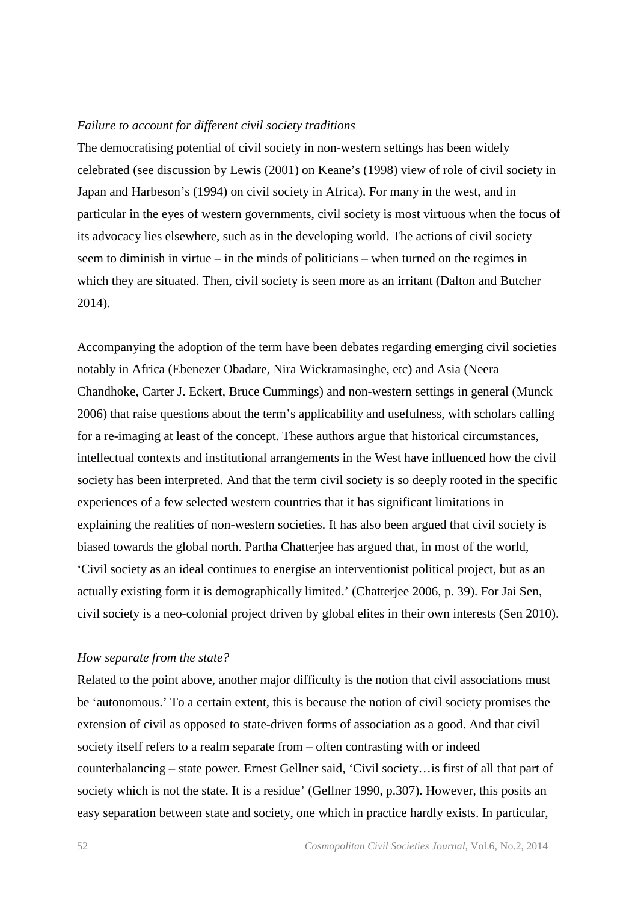*Failure to account for different civil society traditions*

The democratising potential of civil society in non-western settings has been widely celebrated (see discussion by Lewis (2001) on Keane's (1998) view of role of civil society in Japan and Harbeson's (1994) on civil society in Africa). For many in the west, and in particular in the eyes of western governments, civil society is most virtuous when the focus of its advocacy lies elsewhere, such as in the developing world. The actions of civil society seem to diminish in virtue – in the minds of politicians – when turned on the regimes in which they are situated. Then, civil society is seen more as an irritant (Dalton and Butcher 2014).

Accompanying the adoption of the term have been debates regarding emerging civil societies notably in Africa (Ebenezer Obadare, Nira Wickramasinghe, etc) and Asia (Neera Chandhoke, Carter J. Eckert, Bruce Cummings) and non-western settings in general (Munck 2006) that raise questions about the term's applicability and usefulness, with scholars calling for a re-imaging at least of the concept. These authors argue that historical circumstances, intellectual contexts and institutional arrangements in the West have influenced how the civil society has been interpreted. And that the term civil society is so deeply rooted in the specific experiences of a few selected western countries that it has significant limitations in explaining the realities of non-western societies. It has also been argued that civil society is biased towards the global north. Partha Chatterjee has argued that, in most of the world, 'Civil society as an ideal continues to energise an interventionist political project, but as an actually existing form it is demographically limited.' (Chatterjee 2006, p. 39). For Jai Sen, civil society is a neo-colonial project driven by global elites in their own interests (Sen 2010).

*How separate from the state?*

Related to the point above, another major difficulty is the notion that civil associations must be 'autonomous.' To a certain extent, this is because the notion of civil society promises the extension of civil as opposed to state-driven forms of association as a good. And that civil society itself refers to a realm separate from – often contrasting with or indeed counterbalancing – state power. Ernest Gellner said, 'Civil society…is first of all that part of society which is not the state. It is a residue' (Gellner 1990, p.307). However, this posits an easy separation between state and society, one which in practice hardly exists. In particular,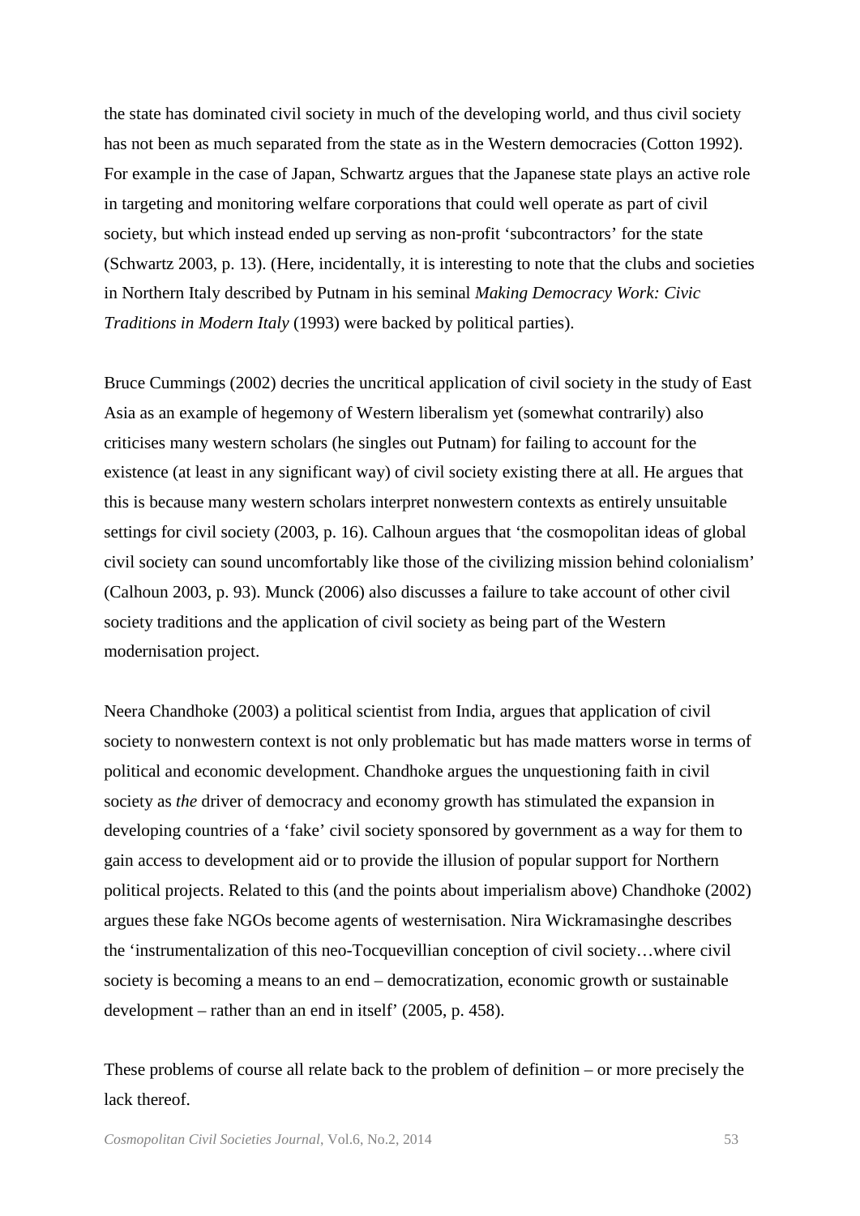the state has dominated civil society in much of the developing world, and thus civil society has not been as much separated from the state as in the Western democracies (Cotton 1992). For example in the case of Japan, Schwartz argues that the Japanese state plays an active role in targeting and monitoring welfare corporations that could well operate as part of civil society, but which instead ended up serving as non-profit 'subcontractors' for the state (Schwartz 2003, p. 13). (Here, incidentally, it is interesting to note that the clubs and societies in Northern Italy described by Putnam in his seminal *Making Democracy Work: Civic Traditions in Modern Italy* (1993) were backed by political parties).

Bruce Cummings (2002) decries the uncritical application of civil society in the study of East Asia as an example of hegemony of Western liberalism yet (somewhat contrarily) also criticises many western scholars (he singles out Putnam) for failing to account for the existence (at least in any significant way) of civil society existing there at all. He argues that this is because many western scholars interpret nonwestern contexts as entirely unsuitable settings for civil society (2003, p. 16). Calhoun argues that 'the cosmopolitan ideas of global civil society can sound uncomfortably like those of the civilizing mission behind colonialism' (Calhoun 2003, p. 93). Munck (2006) also discusses a failure to take account of other civil society traditions and the application of civil society as being part of the Western modernisation project.

Neera Chandhoke (2003) a political scientist from India, argues that application of civil society to nonwestern context is not only problematic but has made matters worse in terms of political and economic development. Chandhoke argues the unquestioning faith in civil society as *the* driver of democracy and economy growth has stimulated the expansion in developing countries of a 'fake' civil society sponsored by government as a way for them to gain access to development aid or to provide the illusion of popular support for Northern political projects. Related to this (and the points about imperialism above) Chandhoke (2002) argues these fake NGOs become agents of westernisation. Nira Wickramasinghe describes the 'instrumentalization of this neo-Tocquevillian conception of civil society…where civil society is becoming a means to an end – democratization, economic growth or sustainable development – rather than an end in itself' (2005, p. 458).

These problems of course all relate back to the problem of definition – or more precisely the lack thereof.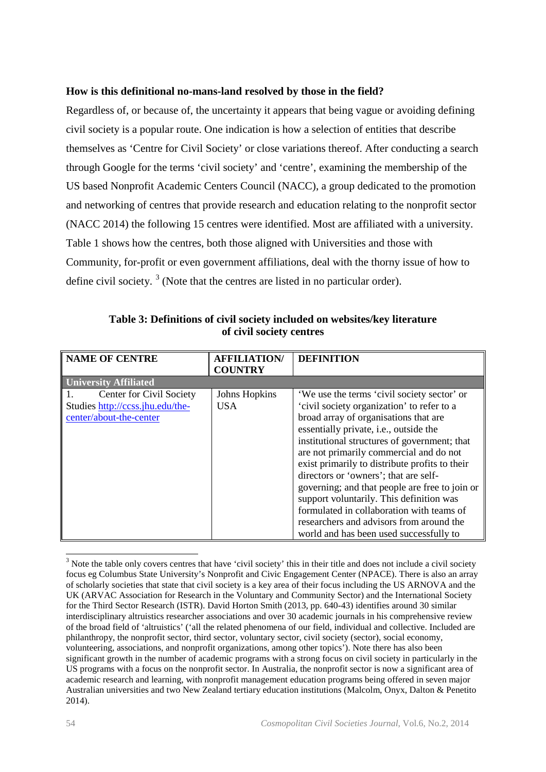**How is this definitional no-mans-land resolved by those in the field?**

Regardless of, or because of, the uncertainty it appears that being vague or avoiding defining civil society is a popular route. One indication is how a selection of entities that describe themselves as 'Centre for Civil Society' or close variations thereof. After conducting a search through Google for the terms 'civil society' and 'centre', examining the membership of the US based Nonprofit Academic Centers Council (NACC), a group dedicated to the promotion and networking of centres that provide research and education relating to the nonprofit sector (NACC 2014) the following 15 centres were identified. Most are affiliated with a university. Table 1 shows how the centres, both those aligned with Universities and those with Community, for-profit or even government affiliations, deal with the thorny issue of how to define civil society. [3] (Note that the centres are listed in no particular order).

**Table 3: Definitions of civil society included on websites/key literature of civil society centres**

| NAME OF CENTRE | AFFILIATION/ COUNTRY | DEFINITION |
|---|---|---|
| **University Affiliated** | | |
| 1. Center for Civil Society Studies http://ccss.jhu.edu/the-center/about-the-center | Johns Hopkins USA | 'We use the terms 'civil society sector' or 'civil society organization' to refer to a broad array of organisations that are essentially private, i.e., outside the institutional structures of government; that are not primarily commercial and do not exist primarily to distribute profits to their directors or 'owners'; that are self-governing; and that people are free to join or support voluntarily. This definition was formulated in collaboration with teams of researchers and advisors from around the world and has been used successfully to |

[3] Note the table only covers centres that have 'civil society' this in their title and does not include a civil society focus eg Columbus State University's Nonprofit and Civic Engagement Center (NPACE). There is also an array of scholarly societies that state that civil society is a key area of their focus including the US ARNOVA and the UK (ARVAC Association for Research in the Voluntary and Community Sector) and the International Society for the Third Sector Research (ISTR). David Horton Smith (2013, pp. 640-43) identifies around 30 similar interdisciplinary altruistics researcher associations and over 30 academic journals in his comprehensive review of the broad field of 'altruistics' ('all the related phenomena of our field, individual and collective. Included are philanthropy, the nonprofit sector, third sector, voluntary sector, civil society (sector), social economy, volunteering, associations, and nonprofit organizations, among other topics'). Note there has also been significant growth in the number of academic programs with a strong focus on civil society in particularly in the US programs with a focus on the nonprofit sector. In Australia, the nonprofit sector is now a significant area of academic research and learning, with nonprofit management education programs being offered in seven major Australian universities and two New Zealand tertiary education institutions (Malcolm, Onyx, Dalton & Penetito 2014).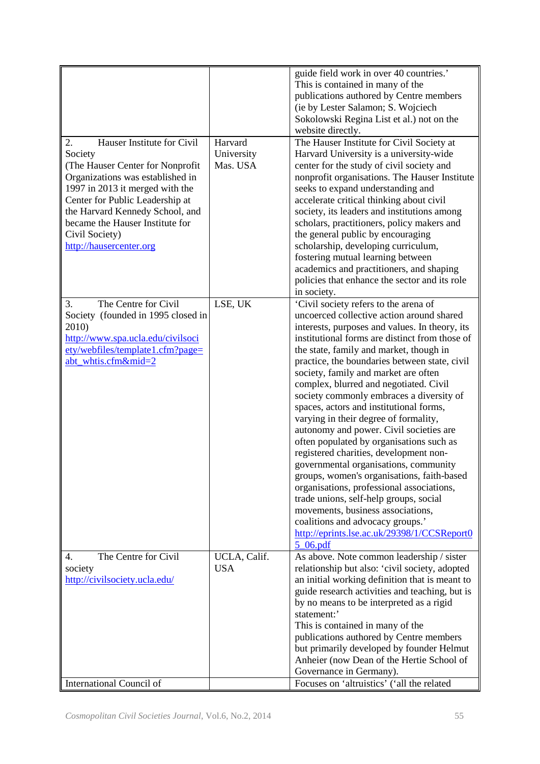| | | |
|---|---|---|
| | | guide field work in over 40 countries.' This is contained in many of the publications authored by Centre members (ie by Lester Salamon; S. Wojciech Sokolowski Regina List et al.) not on the website directly. |
| 2. Hauser Institute for Civil Society (The Hauser Center for Nonprofit Organizations was established in 1997 in 2013 it merged with the Center for Public Leadership at the Harvard Kennedy School, and became the Hauser Institute for Civil Society) http://hausercenter.org | Harvard University Mas. USA | The Hauser Institute for Civil Society at Harvard University is a university-wide center for the study of civil society and nonprofit organisations. The Hauser Institute seeks to expand understanding and accelerate critical thinking about civil society, its leaders and institutions among scholars, practitioners, policy makers and the general public by encouraging scholarship, developing curriculum, fostering mutual learning between academics and practitioners, and shaping policies that enhance the sector and its role in society. |
| 3. The Centre for Civil Society (founded in 1995 closed in 2010) http://www.spa.ucla.edu/civilsociety/webfiles/template1.cfm?page=abt_whtis.cfm&mid=2 | LSE, UK | 'Civil society refers to the arena of uncoerced collective action around shared interests, purposes and values. In theory, its institutional forms are distinct from those of the state, family and market, though in practice, the boundaries between state, civil society, family and market are often complex, blurred and negotiated. Civil society commonly embraces a diversity of spaces, actors and institutional forms, varying in their degree of formality, autonomy and power. Civil societies are often populated by organisations such as registered charities, development non-governmental organisations, community groups, women's organisations, faith-based organisations, professional associations, trade unions, self-help groups, social movements, business associations, coalitions and advocacy groups.' http://eprints.lse.ac.uk/29398/1/CCSReport05_06.pdf |
| 4. The Centre for Civil society http://civilsociety.ucla.edu/ | UCLA, Calif. USA | As above. Note common leadership / sister relationship but also: 'civil society, adopted an initial working definition that is meant to guide research activities and teaching, but is by no means to be interpreted as a rigid statement:' This is contained in many of the publications authored by Centre members but primarily developed by founder Helmut Anheier (now Dean of the Hertie School of Governance in Germany). |
| International Council of | | Focuses on 'altruistics' ('all the related |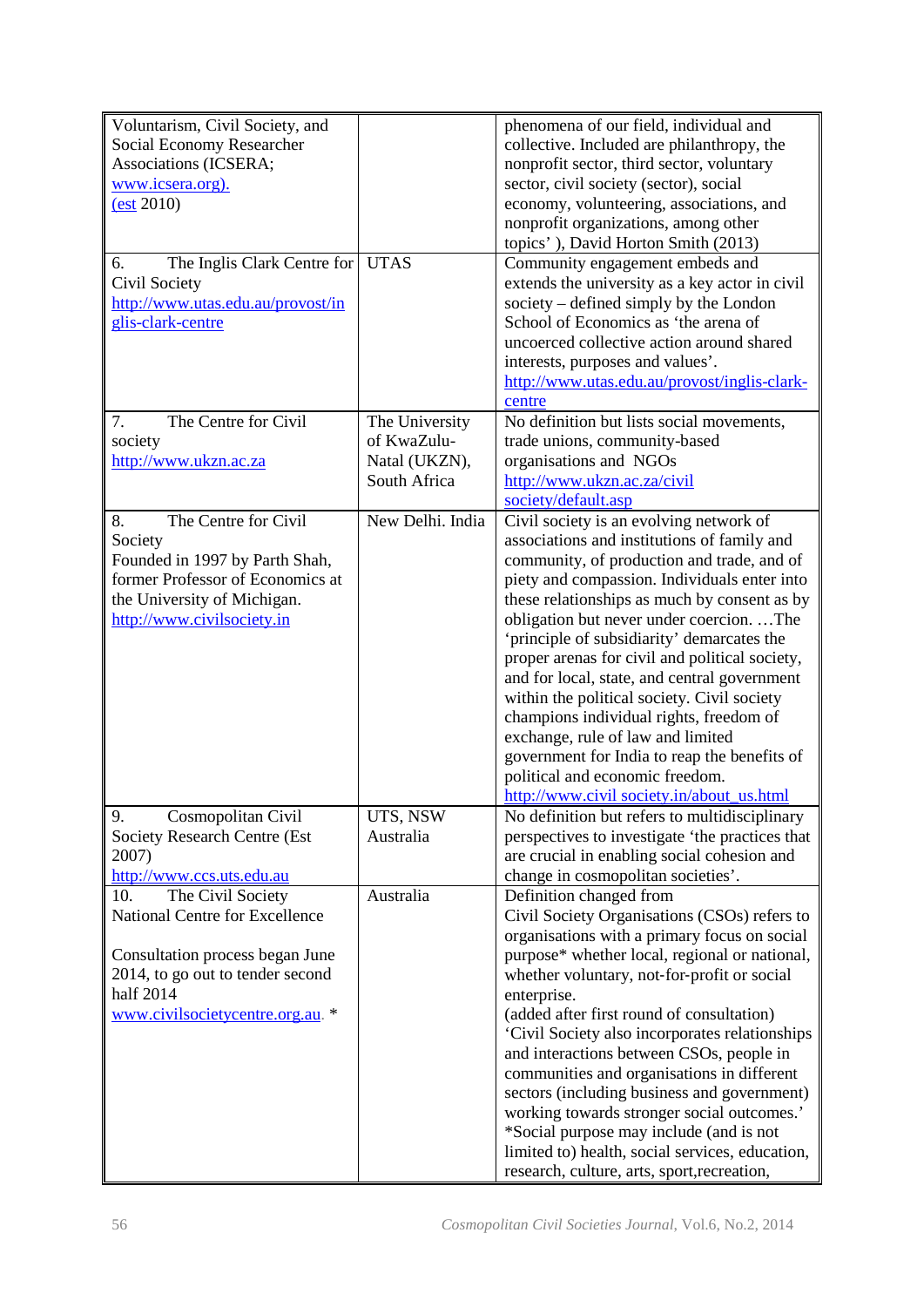| | | |
|---|---|---|
| Voluntarism, Civil Society, and Social Economy Researcher Associations (ICSERA; www.icsera.org). (est 2010) | | phenomena of our field, individual and collective. Included are philanthropy, the nonprofit sector, third sector, voluntary sector, civil society (sector), social economy, volunteering, associations, and nonprofit organizations, among other topics' ), David Horton Smith (2013) |
| 6. The Inglis Clark Centre for Civil Society http://www.utas.edu.au/provost/inglis-clark-centre | UTAS | Community engagement embeds and extends the university as a key actor in civil society – defined simply by the London School of Economics as 'the arena of uncoerced collective action around shared interests, purposes and values'. http://www.utas.edu.au/provost/inglis-clark-centre |
| 7. The Centre for Civil society http://www.ukzn.ac.za | The University of KwaZulu-Natal (UKZN), South Africa | No definition but lists social movements, trade unions, community-based organisations and NGOs http://www.ukzn.ac.za/civil society/default.asp |
| 8. The Centre for Civil Society Founded in 1997 by Parth Shah, former Professor of Economics at the University of Michigan. http://www.civilsociety.in | New Delhi. India | Civil society is an evolving network of associations and institutions of family and community, of production and trade, and of piety and compassion. Individuals enter into these relationships as much by consent as by obligation but never under coercion. …The 'principle of subsidiarity' demarcates the proper arenas for civil and political society, and for local, state, and central government within the political society. Civil society champions individual rights, freedom of exchange, rule of law and limited government for India to reap the benefits of political and economic freedom. http://www.civil society.in/about_us.html |
| 9. Cosmopolitan Civil Society Research Centre (Est 2007) http://www.ccs.uts.edu.au | UTS, NSW Australia | No definition but refers to multidisciplinary perspectives to investigate 'the practices that are crucial in enabling social cohesion and change in cosmopolitan societies'. |
| 10. The Civil Society National Centre for Excellence<br><br>Consultation process began June 2014, to go out to tender second half 2014 www.civilsocietycentre.org.au. * | Australia | Definition changed from Civil Society Organisations (CSOs) refers to organisations with a primary focus on social purpose* whether local, regional or national, whether voluntary, not-for-profit or social enterprise.<br>(added after first round of consultation) 'Civil Society also incorporates relationships and interactions between CSOs, people in communities and organisations in different sectors (including business and government) working towards stronger social outcomes.'<br>*Social purpose may include (and is not limited to) health, social services, education, research, culture, arts, sport,recreation, |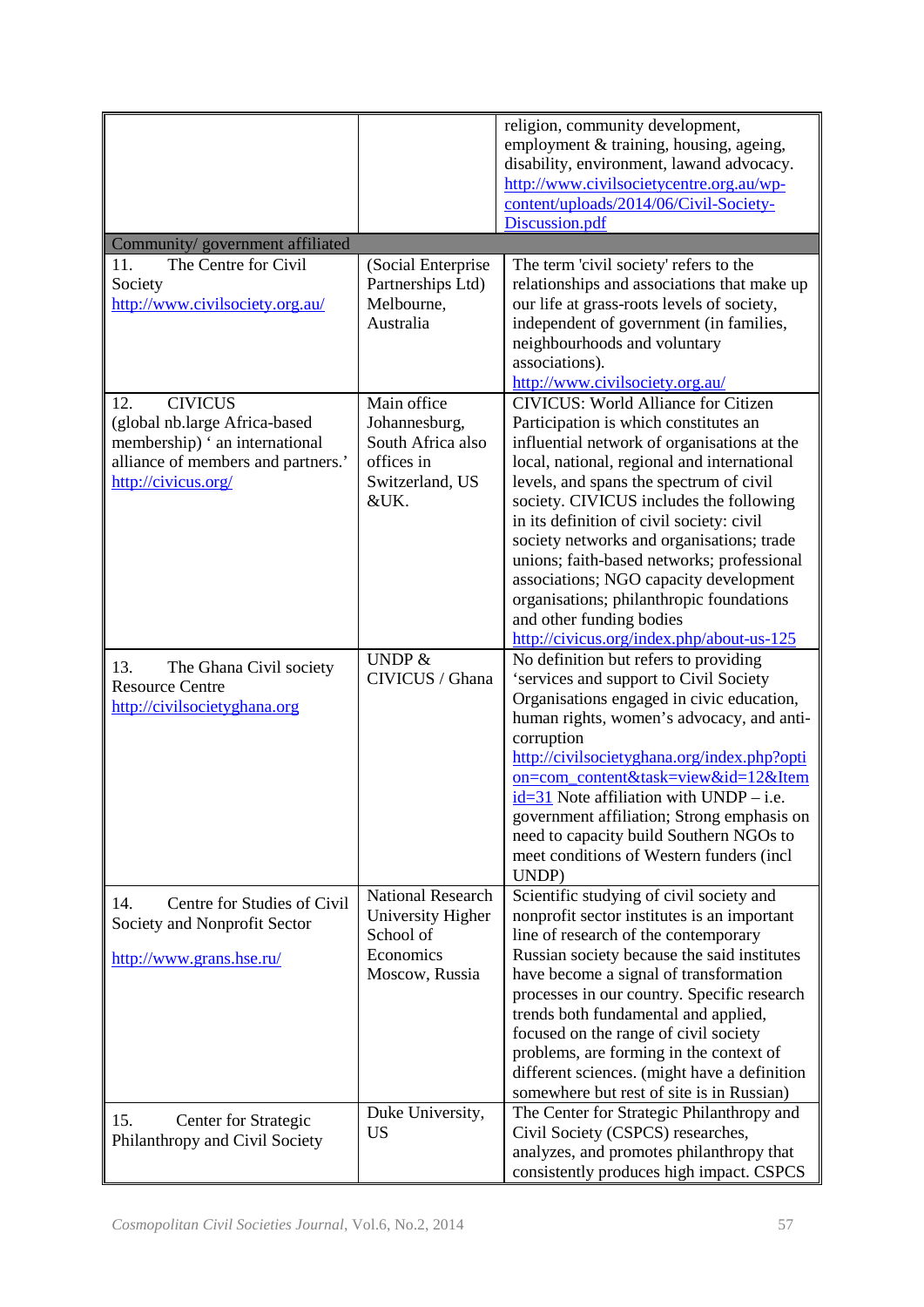| | | |
|---|---|---|
| | | religion, community development, employment & training, housing, ageing, disability, environment, lawand advocacy. http://www.civilsocietycentre.org.au/wp-content/uploads/2014/06/Civil-Society-Discussion.pdf |
| Community/ government affiliated | | |
| 11. The Centre for Civil Society http://www.civilsociety.org.au/ | (Social Enterprise Partnerships Ltd) Melbourne, Australia | The term 'civil society' refers to the relationships and associations that make up our life at grass-roots levels of society, independent of government (in families, neighbourhoods and voluntary associations). http://www.civilsociety.org.au/ |
| 12. CIVICUS (global nb.large Africa-based membership) ' an international alliance of members and partners.' http://civicus.org/ | Main office Johannesburg, South Africa also offices in Switzerland, US &UK. | CIVICUS: World Alliance for Citizen Participation is which constitutes an influential network of organisations at the local, national, regional and international levels, and spans the spectrum of civil society. CIVICUS includes the following in its definition of civil society: civil society networks and organisations; trade unions; faith-based networks; professional associations; NGO capacity development organisations; philanthropic foundations and other funding bodies http://civicus.org/index.php/about-us-125 |
| 13. The Ghana Civil society Resource Centre http://civilsocietyghana.org | UNDP & CIVICUS / Ghana | No definition but refers to providing 'services and support to Civil Society Organisations engaged in civic education, human rights, women's advocacy, and anti-corruption http://civilsocietyghana.org/index.php?option=com_content&task=view&id=12&Itemid=31 Note affiliation with UNDP – i.e. government affiliation; Strong emphasis on need to capacity build Southern NGOs to meet conditions of Western funders (incl UNDP) |
| 14. Centre for Studies of Civil Society and Nonprofit Sector http://www.grans.hse.ru/ | National Research University Higher School of Economics Moscow, Russia | Scientific studying of civil society and nonprofit sector institutes is an important line of research of the contemporary Russian society because the said institutes have become a signal of transformation processes in our country. Specific research trends both fundamental and applied, focused on the range of civil society problems, are forming in the context of different sciences. (might have a definition somewhere but rest of site is in Russian) |
| 15. Center for Strategic Philanthropy and Civil Society | Duke University, US | The Center for Strategic Philanthropy and Civil Society (CSPCS) researches, analyzes, and promotes philanthropy that consistently produces high impact. CSPCS |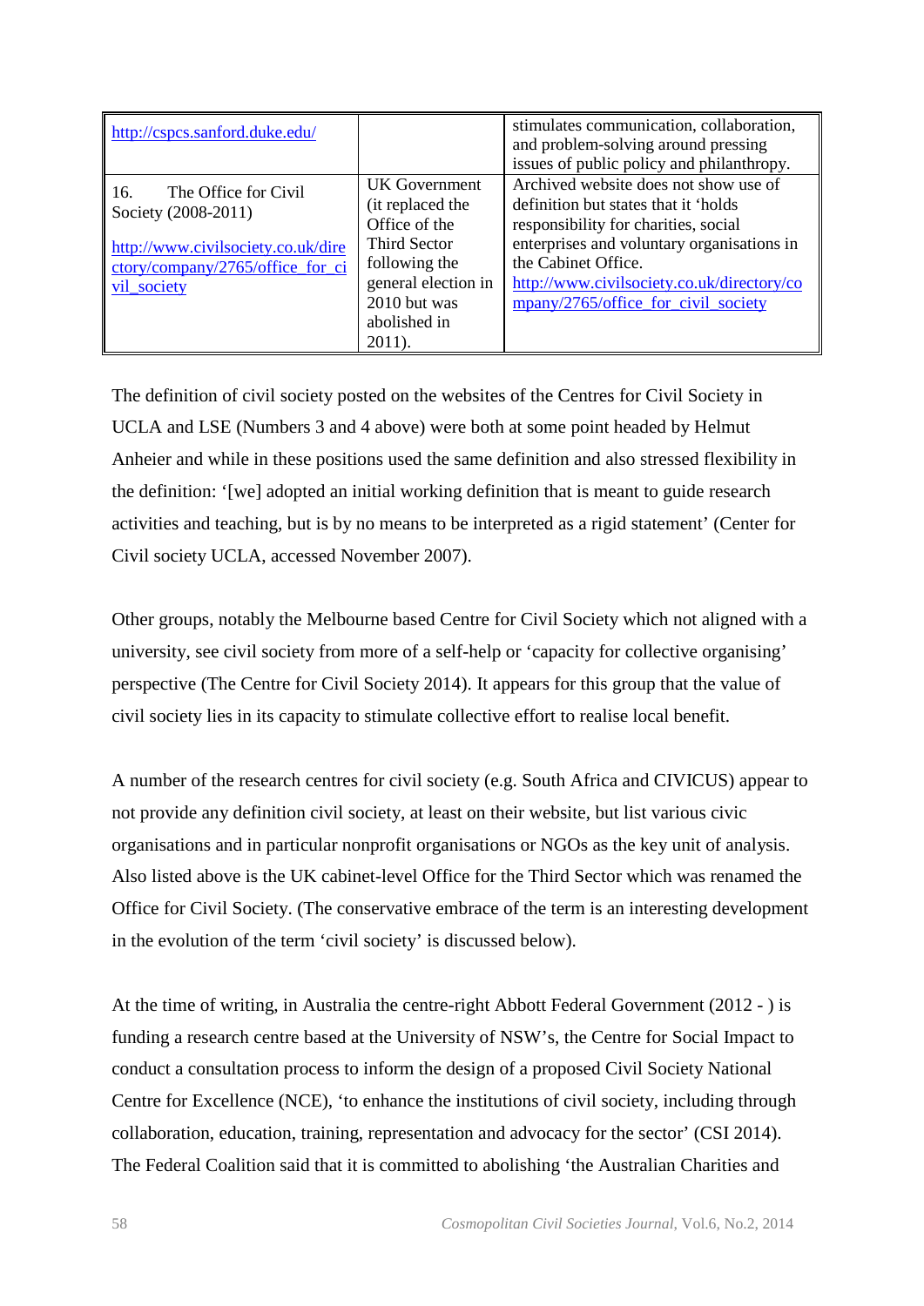| | | |
|---|---|---|
| http://cspcs.sanford.duke.edu/ | | stimulates communication, collaboration, and problem-solving around pressing issues of public policy and philanthropy. |
| 16. The Office for Civil Society (2008-2011)<br><br>http://www.civilsociety.co.uk/directory/company/2765/office_for_civil_society | UK Government (it replaced the Office of the Third Sector following the general election in 2010 but was abolished in 2011). | Archived website does not show use of definition but states that it 'holds responsibility for charities, social enterprises and voluntary organisations in the Cabinet Office. http://www.civilsociety.co.uk/directory/company/2765/office_for_civil_society |

The definition of civil society posted on the websites of the Centres for Civil Society in UCLA and LSE (Numbers 3 and 4 above) were both at some point headed by Helmut Anheier and while in these positions used the same definition and also stressed flexibility in the definition: '[we] adopted an initial working definition that is meant to guide research activities and teaching, but is by no means to be interpreted as a rigid statement' (Center for Civil society UCLA, accessed November 2007).

Other groups, notably the Melbourne based Centre for Civil Society which not aligned with a university, see civil society from more of a self-help or 'capacity for collective organising' perspective (The Centre for Civil Society 2014). It appears for this group that the value of civil society lies in its capacity to stimulate collective effort to realise local benefit.

A number of the research centres for civil society (e.g. South Africa and CIVICUS) appear to not provide any definition civil society, at least on their website, but list various civic organisations and in particular nonprofit organisations or NGOs as the key unit of analysis. Also listed above is the UK cabinet-level Office for the Third Sector which was renamed the Office for Civil Society. (The conservative embrace of the term is an interesting development in the evolution of the term 'civil society' is discussed below).

At the time of writing, in Australia the centre-right Abbott Federal Government (2012 - ) is funding a research centre based at the University of NSW's, the Centre for Social Impact to conduct a consultation process to inform the design of a proposed Civil Society National Centre for Excellence (NCE), 'to enhance the institutions of civil society, including through collaboration, education, training, representation and advocacy for the sector' (CSI 2014). The Federal Coalition said that it is committed to abolishing 'the Australian Charities and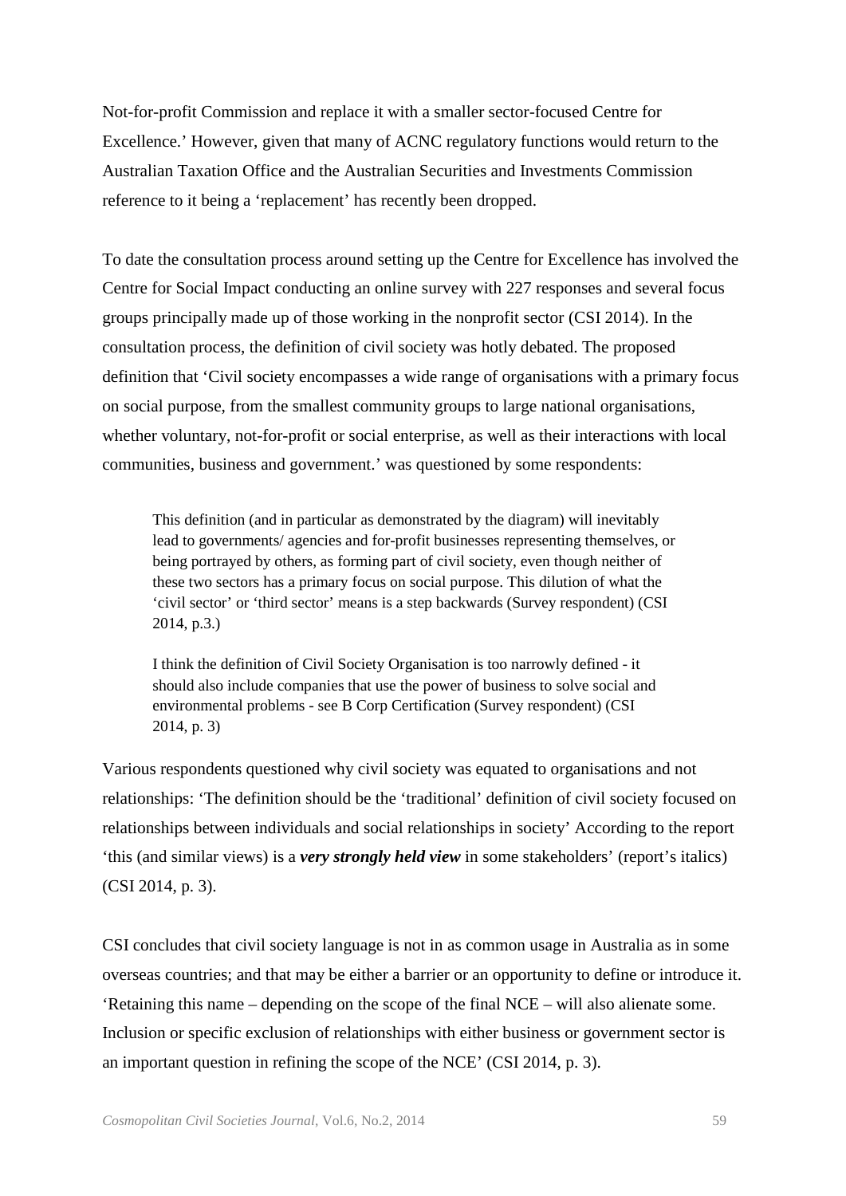Not-for-profit Commission and replace it with a smaller sector-focused Centre for Excellence.' However, given that many of ACNC regulatory functions would return to the Australian Taxation Office and the Australian Securities and Investments Commission reference to it being a 'replacement' has recently been dropped.

To date the consultation process around setting up the Centre for Excellence has involved the Centre for Social Impact conducting an online survey with 227 responses and several focus groups principally made up of those working in the nonprofit sector (CSI 2014). In the consultation process, the definition of civil society was hotly debated. The proposed definition that 'Civil society encompasses a wide range of organisations with a primary focus on social purpose, from the smallest community groups to large national organisations, whether voluntary, not-for-profit or social enterprise, as well as their interactions with local communities, business and government.' was questioned by some respondents:

> This definition (and in particular as demonstrated by the diagram) will inevitably lead to governments/ agencies and for-profit businesses representing themselves, or being portrayed by others, as forming part of civil society, even though neither of these two sectors has a primary focus on social purpose. This dilution of what the 'civil sector' or 'third sector' means is a step backwards (Survey respondent) (CSI 2014, p.3.)

> I think the definition of Civil Society Organisation is too narrowly defined - it should also include companies that use the power of business to solve social and environmental problems - see B Corp Certification (Survey respondent) (CSI 2014, p. 3)

Various respondents questioned why civil society was equated to organisations and not relationships: 'The definition should be the 'traditional' definition of civil society focused on relationships between individuals and social relationships in society' According to the report 'this (and similar views) is a ***very strongly held view*** in some stakeholders' (report's italics) (CSI 2014, p. 3).

CSI concludes that civil society language is not in as common usage in Australia as in some overseas countries; and that may be either a barrier or an opportunity to define or introduce it. 'Retaining this name – depending on the scope of the final NCE – will also alienate some. Inclusion or specific exclusion of relationships with either business or government sector is an important question in refining the scope of the NCE' (CSI 2014, p. 3).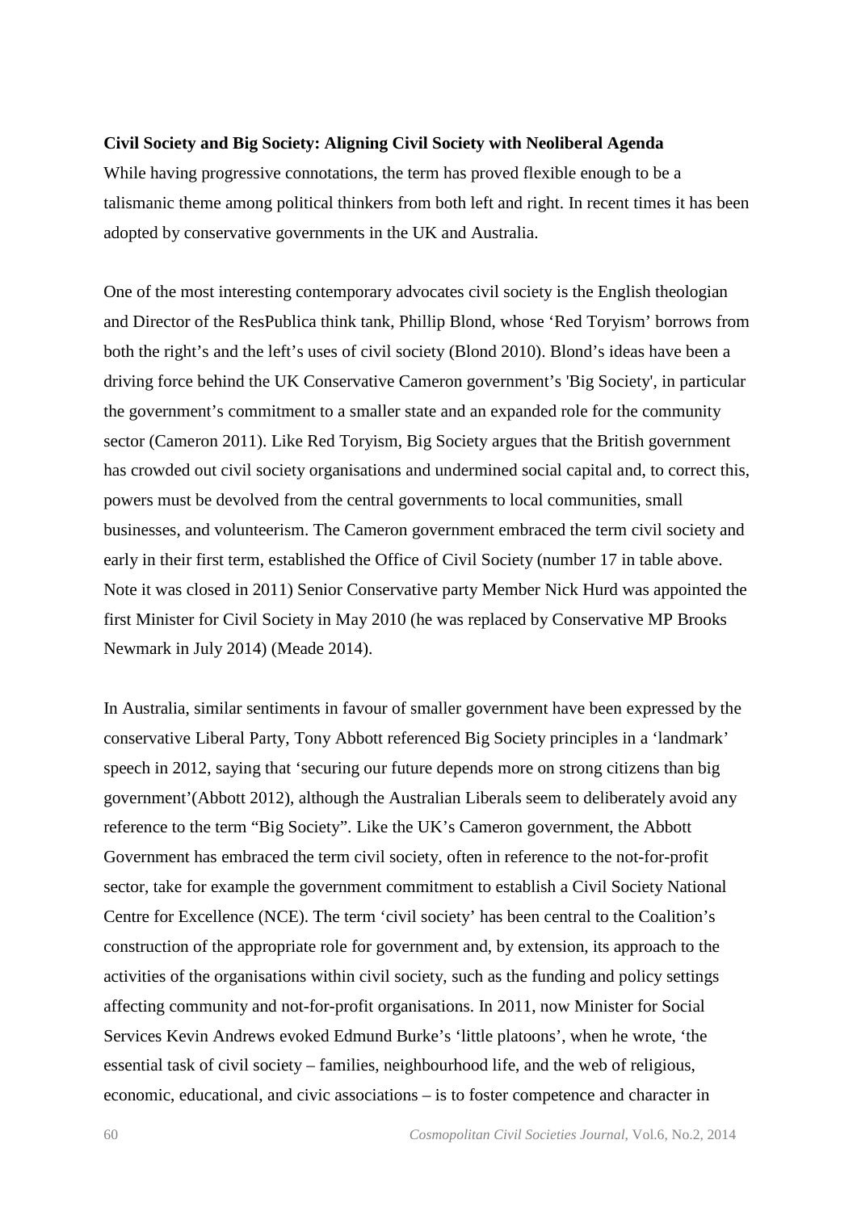**Civil Society and Big Society: Aligning Civil Society with Neoliberal Agenda**

While having progressive connotations, the term has proved flexible enough to be a talismanic theme among political thinkers from both left and right. In recent times it has been adopted by conservative governments in the UK and Australia.

One of the most interesting contemporary advocates civil society is the English theologian and Director of the ResPublica think tank, Phillip Blond, whose 'Red Toryism' borrows from both the right's and the left's uses of civil society (Blond 2010). Blond's ideas have been a driving force behind the UK Conservative Cameron government's 'Big Society', in particular the government's commitment to a smaller state and an expanded role for the community sector (Cameron 2011). Like Red Toryism, Big Society argues that the British government has crowded out civil society organisations and undermined social capital and, to correct this, powers must be devolved from the central governments to local communities, small businesses, and volunteerism. The Cameron government embraced the term civil society and early in their first term, established the Office of Civil Society (number 17 in table above. Note it was closed in 2011) Senior Conservative party Member Nick Hurd was appointed the first Minister for Civil Society in May 2010 (he was replaced by Conservative MP Brooks Newmark in July 2014) (Meade 2014).

In Australia, similar sentiments in favour of smaller government have been expressed by the conservative Liberal Party, Tony Abbott referenced Big Society principles in a 'landmark' speech in 2012, saying that 'securing our future depends more on strong citizens than big government'(Abbott 2012), although the Australian Liberals seem to deliberately avoid any reference to the term "Big Society". Like the UK's Cameron government, the Abbott Government has embraced the term civil society, often in reference to the not-for-profit sector, take for example the government commitment to establish a Civil Society National Centre for Excellence (NCE). The term 'civil society' has been central to the Coalition's construction of the appropriate role for government and, by extension, its approach to the activities of the organisations within civil society, such as the funding and policy settings affecting community and not-for-profit organisations. In 2011, now Minister for Social Services Kevin Andrews evoked Edmund Burke's 'little platoons', when he wrote, 'the essential task of civil society – families, neighbourhood life, and the web of religious, economic, educational, and civic associations – is to foster competence and character in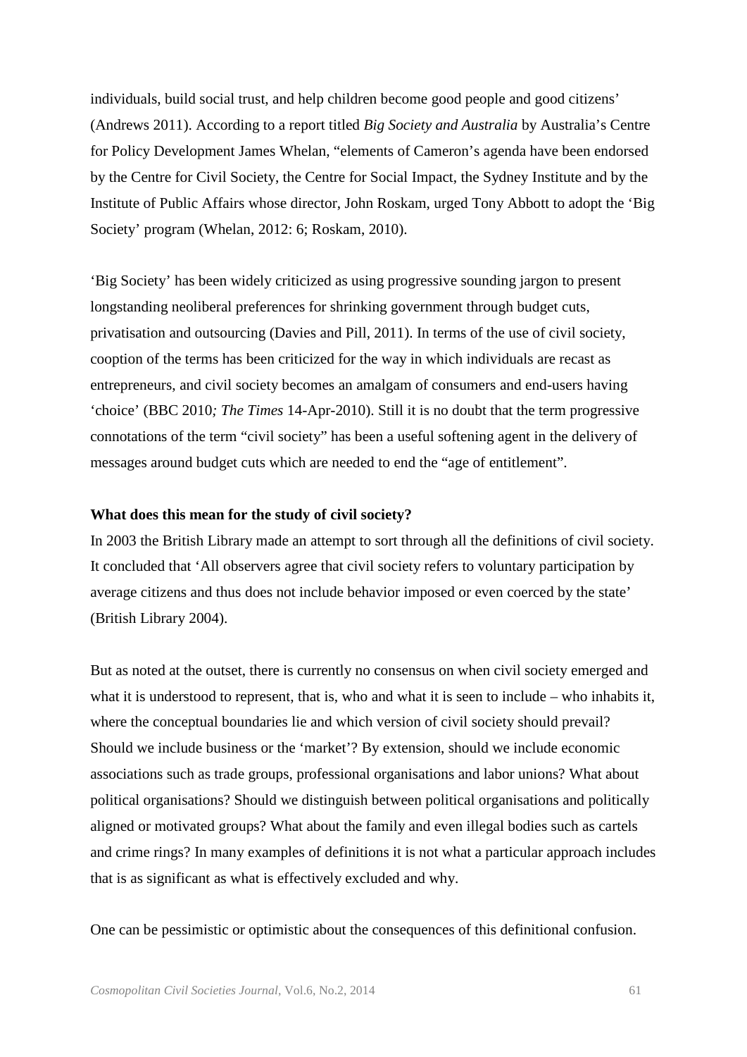individuals, build social trust, and help children become good people and good citizens' (Andrews 2011). According to a report titled *Big Society and Australia* by Australia's Centre for Policy Development James Whelan, "elements of Cameron's agenda have been endorsed by the Centre for Civil Society, the Centre for Social Impact, the Sydney Institute and by the Institute of Public Affairs whose director, John Roskam, urged Tony Abbott to adopt the 'Big Society' program (Whelan, 2012: 6; Roskam, 2010).

'Big Society' has been widely criticized as using progressive sounding jargon to present longstanding neoliberal preferences for shrinking government through budget cuts, privatisation and outsourcing (Davies and Pill, 2011). In terms of the use of civil society, cooption of the terms has been criticized for the way in which individuals are recast as entrepreneurs, and civil society becomes an amalgam of consumers and end-users having 'choice' (BBC 2010*;* *The Times* 14-Apr-2010). Still it is no doubt that the term progressive connotations of the term "civil society" has been a useful softening agent in the delivery of messages around budget cuts which are needed to end the "age of entitlement".

**What does this mean for the study of civil society?**

In 2003 the British Library made an attempt to sort through all the definitions of civil society. It concluded that 'All observers agree that civil society refers to voluntary participation by average citizens and thus does not include behavior imposed or even coerced by the state' (British Library 2004).

But as noted at the outset, there is currently no consensus on when civil society emerged and what it is understood to represent, that is, who and what it is seen to include – who inhabits it, where the conceptual boundaries lie and which version of civil society should prevail? Should we include business or the 'market'? By extension, should we include economic associations such as trade groups, professional organisations and labor unions? What about political organisations? Should we distinguish between political organisations and politically aligned or motivated groups? What about the family and even illegal bodies such as cartels and crime rings? In many examples of definitions it is not what a particular approach includes that is as significant as what is effectively excluded and why.

One can be pessimistic or optimistic about the consequences of this definitional confusion.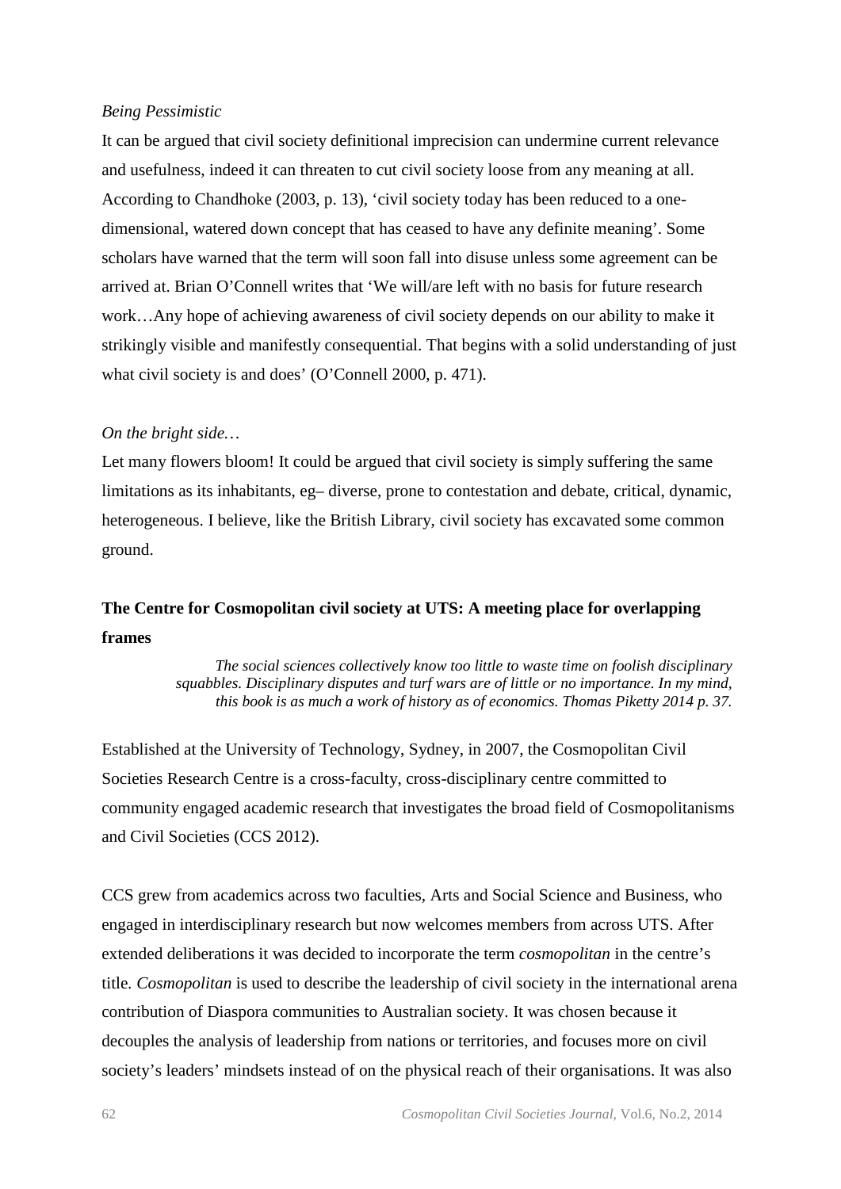*Being Pessimistic*

It can be argued that civil society definitional imprecision can undermine current relevance and usefulness, indeed it can threaten to cut civil society loose from any meaning at all. According to Chandhoke (2003, p. 13), 'civil society today has been reduced to a one-dimensional, watered down concept that has ceased to have any definite meaning'. Some scholars have warned that the term will soon fall into disuse unless some agreement can be arrived at. Brian O'Connell writes that 'We will/are left with no basis for future research work…Any hope of achieving awareness of civil society depends on our ability to make it strikingly visible and manifestly consequential. That begins with a solid understanding of just what civil society is and does' (O'Connell 2000, p. 471).

*On the bright side…*

Let many flowers bloom! It could be argued that civil society is simply suffering the same limitations as its inhabitants, eg– diverse, prone to contestation and debate, critical, dynamic, heterogeneous. I believe, like the British Library, civil society has excavated some common ground.

## The Centre for Cosmopolitan civil society at UTS: A meeting place for overlapping frames

> *The social sciences collectively know too little to waste time on foolish disciplinary squabbles. Disciplinary disputes and turf wars are of little or no importance. In my mind, this book is as much a work of history as of economics. Thomas Piketty 2014 p. 37.*

Established at the University of Technology, Sydney, in 2007, the Cosmopolitan Civil Societies Research Centre is a cross-faculty, cross-disciplinary centre committed to community engaged academic research that investigates the broad field of Cosmopolitanisms and Civil Societies (CCS 2012).

CCS grew from academics across two faculties, Arts and Social Science and Business, who engaged in interdisciplinary research but now welcomes members from across UTS. After extended deliberations it was decided to incorporate the term *cosmopolitan* in the centre's title. *Cosmopolitan* is used to describe the leadership of civil society in the international arena contribution of Diaspora communities to Australian society. It was chosen because it decouples the analysis of leadership from nations or territories, and focuses more on civil society's leaders' mindsets instead of on the physical reach of their organisations. It was also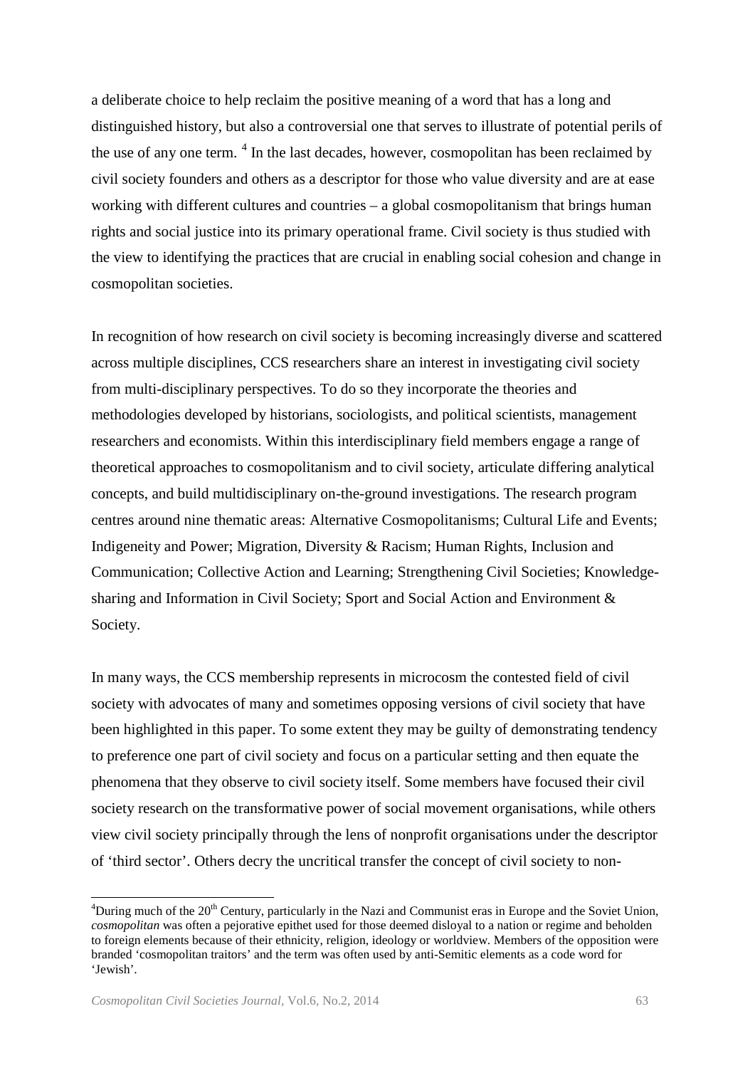a deliberate choice to help reclaim the positive meaning of a word that has a long and distinguished history, but also a controversial one that serves to illustrate of potential perils of the use of any one term. [4] In the last decades, however, cosmopolitan has been reclaimed by civil society founders and others as a descriptor for those who value diversity and are at ease working with different cultures and countries – a global cosmopolitanism that brings human rights and social justice into its primary operational frame. Civil society is thus studied with the view to identifying the practices that are crucial in enabling social cohesion and change in cosmopolitan societies.

In recognition of how research on civil society is becoming increasingly diverse and scattered across multiple disciplines, CCS researchers share an interest in investigating civil society from multi-disciplinary perspectives. To do so they incorporate the theories and methodologies developed by historians, sociologists, and political scientists, management researchers and economists. Within this interdisciplinary field members engage a range of theoretical approaches to cosmopolitanism and to civil society, articulate differing analytical concepts, and build multidisciplinary on-the-ground investigations. The research program centres around nine thematic areas: Alternative Cosmopolitanisms; Cultural Life and Events; Indigeneity and Power; Migration, Diversity & Racism; Human Rights, Inclusion and Communication; Collective Action and Learning; Strengthening Civil Societies; Knowledge-sharing and Information in Civil Society; Sport and Social Action and Environment & Society.

In many ways, the CCS membership represents in microcosm the contested field of civil society with advocates of many and sometimes opposing versions of civil society that have been highlighted in this paper. To some extent they may be guilty of demonstrating tendency to preference one part of civil society and focus on a particular setting and then equate the phenomena that they observe to civil society itself. Some members have focused their civil society research on the transformative power of social movement organisations, while others view civil society principally through the lens of nonprofit organisations under the descriptor of 'third sector'. Others decry the uncritical transfer the concept of civil society to non-

---

[4]During much of the 20th Century, particularly in the Nazi and Communist eras in Europe and the Soviet Union, *cosmopolitan* was often a pejorative epithet used for those deemed disloyal to a nation or regime and beholden to foreign elements because of their ethnicity, religion, ideology or worldview. Members of the opposition were branded 'cosmopolitan traitors' and the term was often used by anti-Semitic elements as a code word for 'Jewish'.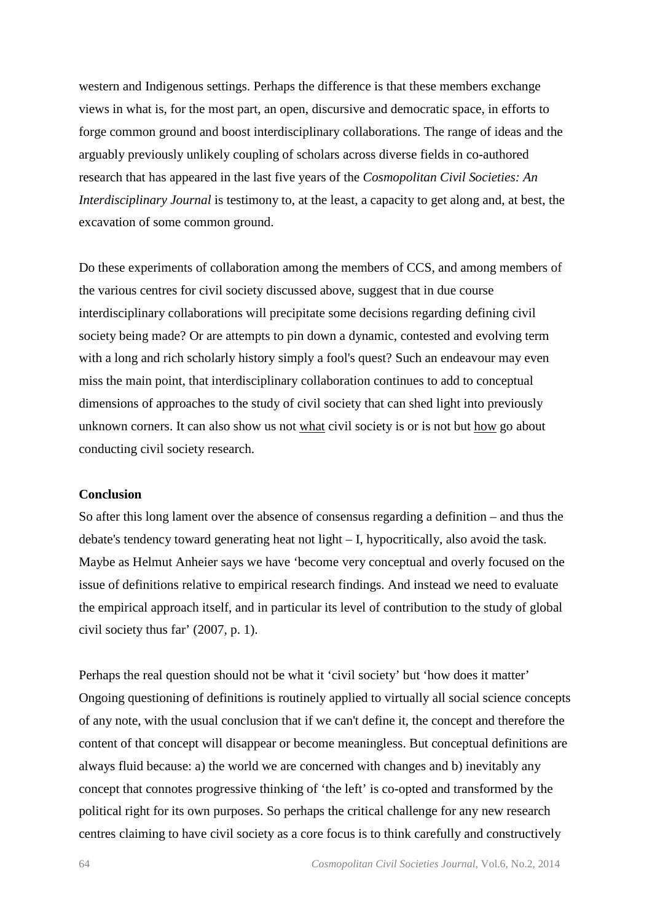western and Indigenous settings. Perhaps the difference is that these members exchange views in what is, for the most part, an open, discursive and democratic space, in efforts to forge common ground and boost interdisciplinary collaborations. The range of ideas and the arguably previously unlikely coupling of scholars across diverse fields in co-authored research that has appeared in the last five years of the *Cosmopolitan Civil Societies: An Interdisciplinary Journal* is testimony to, at the least, a capacity to get along and, at best, the excavation of some common ground.

Do these experiments of collaboration among the members of CCS, and among members of the various centres for civil society discussed above, suggest that in due course interdisciplinary collaborations will precipitate some decisions regarding defining civil society being made? Or are attempts to pin down a dynamic, contested and evolving term with a long and rich scholarly history simply a fool's quest? Such an endeavour may even miss the main point, that interdisciplinary collaboration continues to add to conceptual dimensions of approaches to the study of civil society that can shed light into previously unknown corners. It can also show us not <u>what</u> civil society is or is not but <u>how</u> go about conducting civil society research.

**Conclusion**

So after this long lament over the absence of consensus regarding a definition – and thus the debate's tendency toward generating heat not light – I, hypocritically, also avoid the task. Maybe as Helmut Anheier says we have 'become very conceptual and overly focused on the issue of definitions relative to empirical research findings. And instead we need to evaluate the empirical approach itself, and in particular its level of contribution to the study of global civil society thus far' (2007, p. 1).

Perhaps the real question should not be what it 'civil society' but 'how does it matter' Ongoing questioning of definitions is routinely applied to virtually all social science concepts of any note, with the usual conclusion that if we can't define it, the concept and therefore the content of that concept will disappear or become meaningless. But conceptual definitions are always fluid because: a) the world we are concerned with changes and b) inevitably any concept that connotes progressive thinking of 'the left' is co-opted and transformed by the political right for its own purposes. So perhaps the critical challenge for any new research centres claiming to have civil society as a core focus is to think carefully and constructively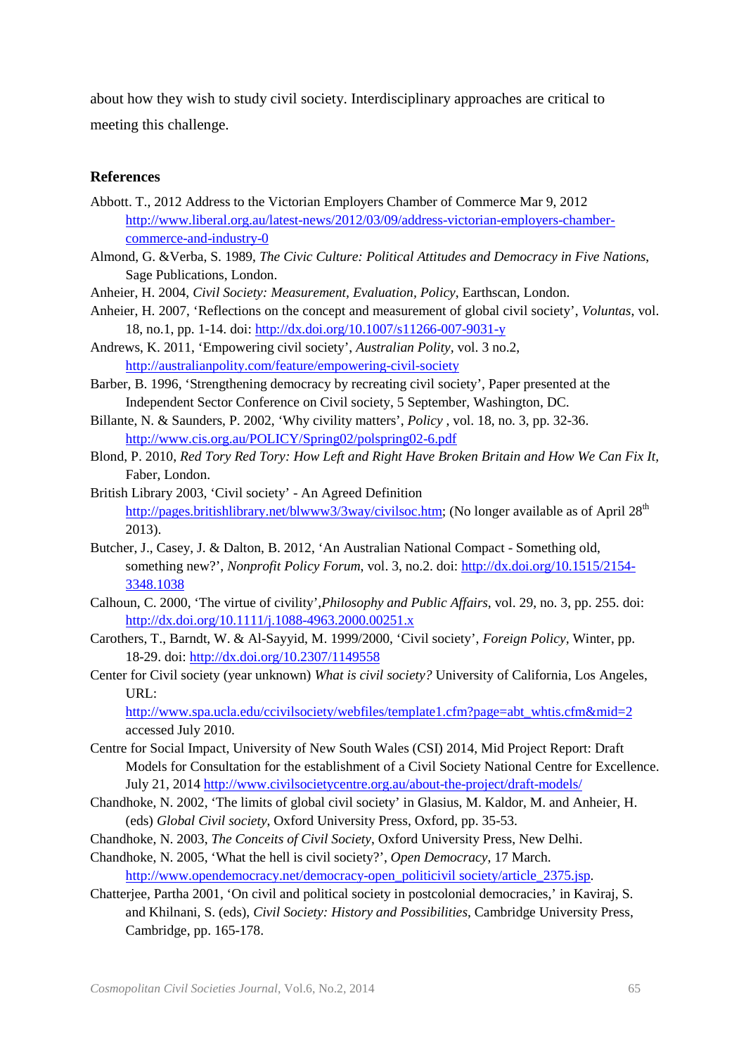about how they wish to study civil society. Interdisciplinary approaches are critical to meeting this challenge.

## References

Abbott. T., 2012 Address to the Victorian Employers Chamber of Commerce Mar 9, 2012 http://www.liberal.org.au/latest-news/2012/03/09/address-victorian-employers-chamber-commerce-and-industry-0

Almond, G. &Verba, S. 1989, *The Civic Culture: Political Attitudes and Democracy in Five Nations*, Sage Publications, London.

Anheier, H. 2004, *Civil Society: Measurement, Evaluation, Policy*, Earthscan, London.

Anheier, H. 2007, 'Reflections on the concept and measurement of global civil society', *Voluntas*, vol. 18, no.1, pp. 1-14. doi: http://dx.doi.org/10.1007/s11266-007-9031-y

Andrews, K. 2011, 'Empowering civil society', *Australian Polity*, vol. 3 no.2, http://australianpolity.com/feature/empowering-civil-society

Barber, B. 1996, 'Strengthening democracy by recreating civil society', Paper presented at the Independent Sector Conference on Civil society, 5 September, Washington, DC.

Billante, N. & Saunders, P. 2002, 'Why civility matters', *Policy* , vol. 18, no. 3, pp. 32-36. http://www.cis.org.au/POLICY/Spring02/polspring02-6.pdf

Blond, P. 2010, *Red Tory Red Tory: How Left and Right Have Broken Britain and How We Can Fix It*, Faber, London.

British Library 2003, 'Civil society' - An Agreed Definition http://pages.britishlibrary.net/blwww3/3way/civilsoc.htm; (No longer available as of April 28th 2013).

Butcher, J., Casey, J. & Dalton, B. 2012, 'An Australian National Compact - Something old, something new?', *Nonprofit Policy Forum*, vol. 3, no.2. doi: http://dx.doi.org/10.1515/2154-3348.1038

Calhoun, C. 2000, 'The virtue of civility',*Philosophy and Public Affairs*, vol. 29, no. 3, pp. 255. doi: http://dx.doi.org/10.1111/j.1088-4963.2000.00251.x

Carothers, T., Barndt, W. & Al-Sayyid, M. 1999/2000, 'Civil society', *Foreign Policy*, Winter, pp. 18-29. doi: http://dx.doi.org/10.2307/1149558

Center for Civil society (year unknown) *What is civil society?* University of California, Los Angeles, URL: http://www.spa.ucla.edu/ccivilsociety/webfiles/template1.cfm?page=abt_whtis.cfm&mid=2 accessed July 2010.

Centre for Social Impact, University of New South Wales (CSI) 2014, Mid Project Report: Draft Models for Consultation for the establishment of a Civil Society National Centre for Excellence. July 21, 2014 http://www.civilsocietycentre.org.au/about-the-project/draft-models/

Chandhoke, N. 2002, 'The limits of global civil society' in Glasius, M. Kaldor, M. and Anheier, H. (eds) *Global Civil society*, Oxford University Press, Oxford, pp. 35-53.

Chandhoke, N. 2003, *The Conceits of Civil Society*, Oxford University Press, New Delhi.

Chandhoke, N. 2005, 'What the hell is civil society?', *Open Democracy*, 17 March. http://www.opendemocracy.net/democracy-open_politicivil society/article_2375.jsp.

Chatterjee, Partha 2001, 'On civil and political society in postcolonial democracies,' in Kaviraj, S. and Khilnani, S. (eds), *Civil Society: History and Possibilities*, Cambridge University Press, Cambridge, pp. 165-178.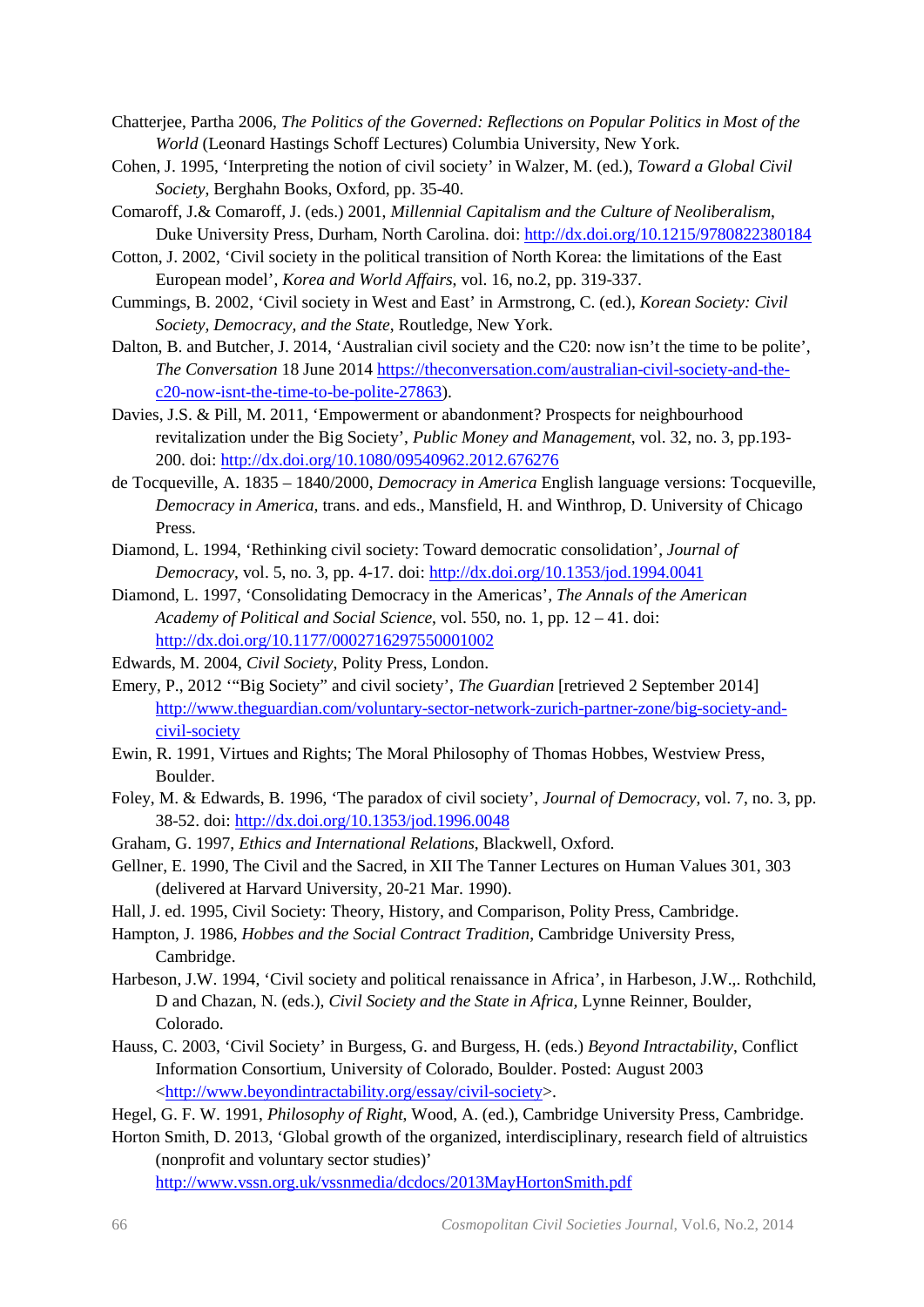Chatterjee, Partha 2006, *The Politics of the Governed: Reflections on Popular Politics in Most of the World* (Leonard Hastings Schoff Lectures) Columbia University, New York.

Cohen, J. 1995, 'Interpreting the notion of civil society' in Walzer, M. (ed.), *Toward a Global Civil Society*, Berghahn Books, Oxford, pp. 35-40.

Comaroff, J.& Comaroff, J. (eds.) 2001, *Millennial Capitalism and the Culture of Neoliberalism*, Duke University Press, Durham, North Carolina. doi: http://dx.doi.org/10.1215/9780822380184

Cotton, J. 2002, 'Civil society in the political transition of North Korea: the limitations of the East European model', *Korea and World Affairs*, vol. 16, no.2, pp. 319-337.

Cummings, B. 2002, 'Civil society in West and East' in Armstrong, C. (ed.), *Korean Society: Civil Society, Democracy, and the State*, Routledge, New York.

Dalton, B. and Butcher, J. 2014, 'Australian civil society and the C20: now isn't the time to be polite', *The Conversation* 18 June 2014 https://theconversation.com/australian-civil-society-and-the-c20-now-isnt-the-time-to-be-polite-27863).

Davies, J.S. & Pill, M. 2011, 'Empowerment or abandonment? Prospects for neighbourhood revitalization under the Big Society', *Public Money and Management*, vol. 32, no. 3, pp.193-200. doi: http://dx.doi.org/10.1080/09540962.2012.676276

de Tocqueville, A. 1835 – 1840/2000, *Democracy in America* English language versions: Tocqueville, *Democracy in America*, trans. and eds., Mansfield, H. and Winthrop, D. University of Chicago Press.

Diamond, L. 1994, 'Rethinking civil society: Toward democratic consolidation', *Journal of Democracy*, vol. 5, no. 3, pp. 4-17. doi: http://dx.doi.org/10.1353/jod.1994.0041

Diamond, L. 1997, 'Consolidating Democracy in the Americas', *The Annals of the American Academy of Political and Social Science*, vol. 550, no. 1, pp. 12 – 41. doi: http://dx.doi.org/10.1177/0002716297550001002

Edwards, M. 2004, *Civil Society*, Polity Press, London.

Emery, P., 2012 '"Big Society" and civil society', *The Guardian* [retrieved 2 September 2014] http://www.theguardian.com/voluntary-sector-network-zurich-partner-zone/big-society-and-civil-society

Ewin, R. 1991, Virtues and Rights; The Moral Philosophy of Thomas Hobbes, Westview Press, Boulder.

Foley, M. & Edwards, B. 1996, 'The paradox of civil society', *Journal of Democracy*, vol. 7, no. 3, pp. 38-52. doi: http://dx.doi.org/10.1353/jod.1996.0048

Graham, G. 1997, *Ethics and International Relations*, Blackwell, Oxford.

Gellner, E. 1990, The Civil and the Sacred, in XII The Tanner Lectures on Human Values 301, 303 (delivered at Harvard University, 20-21 Mar. 1990).

Hall, J. ed. 1995, Civil Society: Theory, History, and Comparison, Polity Press, Cambridge.

Hampton, J. 1986, *Hobbes and the Social Contract Tradition*, Cambridge University Press, Cambridge.

Harbeson, J.W. 1994, 'Civil society and political renaissance in Africa', in Harbeson, J.W.,. Rothchild, D and Chazan, N. (eds.), *Civil Society and the State in Africa*, Lynne Reinner, Boulder, Colorado.

Hauss, C. 2003, 'Civil Society' in Burgess, G. and Burgess, H. (eds.) *Beyond Intractability*, Conflict Information Consortium, University of Colorado, Boulder. Posted: August 2003 <http://www.beyondintractability.org/essay/civil-society>.

Hegel, G. F. W. 1991, *Philosophy of Right*, Wood, A. (ed.), Cambridge University Press, Cambridge.

Horton Smith, D. 2013, 'Global growth of the organized, interdisciplinary, research field of altruistics (nonprofit and voluntary sector studies)' http://www.vssn.org.uk/vssnmedia/dcdocs/2013MayHortonSmith.pdf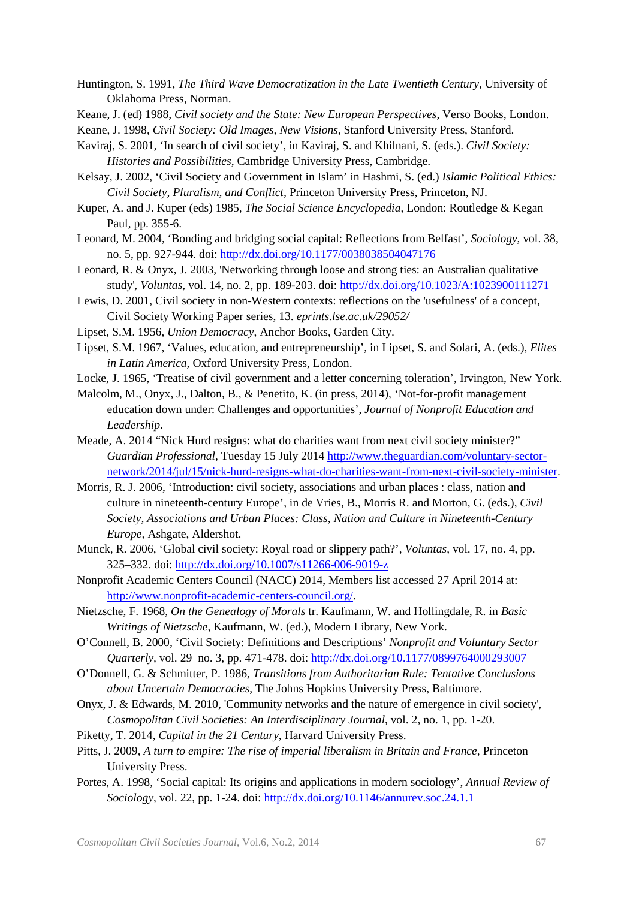Huntington, S. 1991, *The Third Wave Democratization in the Late Twentieth Century*, University of Oklahoma Press, Norman.

Keane, J. (ed) 1988, *Civil society and the State: New European Perspectives*, Verso Books, London.

Keane, J. 1998, *Civil Society: Old Images, New Visions*, Stanford University Press, Stanford.

Kaviraj, S. 2001, 'In search of civil society', in Kaviraj, S. and Khilnani, S. (eds.). *Civil Society: Histories and Possibilities*, Cambridge University Press, Cambridge.

Kelsay, J. 2002, 'Civil Society and Government in Islam' in Hashmi, S. (ed.) *Islamic Political Ethics: Civil Society, Pluralism, and Conflict*, Princeton University Press, Princeton, NJ.

Kuper, A. and J. Kuper (eds) 1985, *The Social Science Encyclopedia*, London: Routledge & Kegan Paul, pp. 355-6.

Leonard, M. 2004, 'Bonding and bridging social capital: Reflections from Belfast', *Sociology*, vol. 38, no. 5, pp. 927-944. doi: http://dx.doi.org/10.1177/0038038504047176

Leonard, R. & Onyx, J. 2003, 'Networking through loose and strong ties: an Australian qualitative study', *Voluntas*, vol. 14, no. 2, pp. 189-203. doi: http://dx.doi.org/10.1023/A:1023900111271

Lewis, D. 2001, Civil society in non-Western contexts: reflections on the 'usefulness' of a concept, Civil Society Working Paper series, 13. *eprints.lse.ac.uk/29052/*

Lipset, S.M. 1956, *Union Democracy*, Anchor Books, Garden City.

Lipset, S.M. 1967, 'Values, education, and entrepreneurship', in Lipset, S. and Solari, A. (eds.), *Elites in Latin America*, Oxford University Press, London.

Locke, J. 1965, 'Treatise of civil government and a letter concerning toleration', Irvington, New York.

Malcolm, M., Onyx, J., Dalton, B., & Penetito, K. (in press, 2014), 'Not-for-profit management education down under: Challenges and opportunities', *Journal of Nonprofit Education and Leadership*.

Meade, A. 2014 "Nick Hurd resigns: what do charities want from next civil society minister?" *Guardian Professional*, Tuesday 15 July 2014 http://www.theguardian.com/voluntary-sector-network/2014/jul/15/nick-hurd-resigns-what-do-charities-want-from-next-civil-society-minister.

Morris, R. J. 2006, 'Introduction: civil society, associations and urban places : class, nation and culture in nineteenth-century Europe', in de Vries, B., Morris R. and Morton, G. (eds.), *Civil Society, Associations and Urban Places: Class, Nation and Culture in Nineteenth-Century Europe*, Ashgate, Aldershot.

Munck, R. 2006, 'Global civil society: Royal road or slippery path?', *Voluntas*, vol. 17, no. 4, pp. 325–332. doi: http://dx.doi.org/10.1007/s11266-006-9019-z

Nonprofit Academic Centers Council (NACC) 2014, Members list accessed 27 April 2014 at: http://www.nonprofit-academic-centers-council.org/.

Nietzsche, F. 1968, *On the Genealogy of Morals* tr. Kaufmann, W. and Hollingdale, R. in *Basic Writings of Nietzsche*, Kaufmann, W. (ed.), Modern Library, New York.

O'Connell, B. 2000, 'Civil Society: Definitions and Descriptions' *Nonprofit and Voluntary Sector Quarterly*, vol. 29 no. 3, pp. 471-478. doi: http://dx.doi.org/10.1177/0899764000293007

O'Donnell, G. & Schmitter, P. 1986, *Transitions from Authoritarian Rule: Tentative Conclusions about Uncertain Democracies*, The Johns Hopkins University Press, Baltimore.

Onyx, J. & Edwards, M. 2010, 'Community networks and the nature of emergence in civil society', *Cosmopolitan Civil Societies: An Interdisciplinary Journal*, vol. 2, no. 1, pp. 1-20.

Piketty, T. 2014, *Capital in the 21 Century*, Harvard University Press.

Pitts, J. 2009, *A turn to empire: The rise of imperial liberalism in Britain and France*, Princeton University Press.

Portes, A. 1998, 'Social capital: Its origins and applications in modern sociology', *Annual Review of Sociology*, vol. 22, pp. 1-24. doi: http://dx.doi.org/10.1146/annurev.soc.24.1.1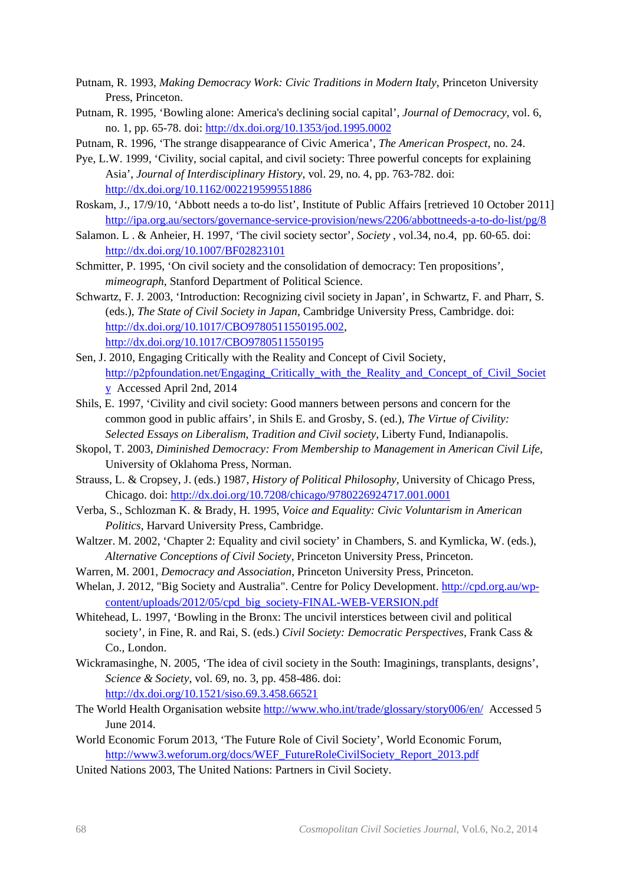Putnam, R. 1993, *Making Democracy Work: Civic Traditions in Modern Italy*, Princeton University Press, Princeton.

Putnam, R. 1995, 'Bowling alone: America's declining social capital', *Journal of Democracy*, vol. 6, no. 1, pp. 65-78. doi: http://dx.doi.org/10.1353/jod.1995.0002

Putnam, R. 1996, 'The strange disappearance of Civic America', *The American Prospect*, no. 24.

Pye, L.W. 1999, 'Civility, social capital, and civil society: Three powerful concepts for explaining Asia', *Journal of Interdisciplinary History*, vol. 29, no. 4, pp. 763-782. doi: http://dx.doi.org/10.1162/002219599551886

Roskam, J., 17/9/10, 'Abbott needs a to-do list', Institute of Public Affairs [retrieved 10 October 2011] http://ipa.org.au/sectors/governance-service-provision/news/2206/abbottneeds-a-to-do-list/pg/8

Salamon. L . & Anheier, H. 1997, 'The civil society sector', *Society* , vol.34, no.4, pp. 60-65. doi: http://dx.doi.org/10.1007/BF02823101

Schmitter, P. 1995, 'On civil society and the consolidation of democracy: Ten propositions', *mimeograph*, Stanford Department of Political Science.

Schwartz, F. J. 2003, 'Introduction: Recognizing civil society in Japan', in Schwartz, F. and Pharr, S. (eds.), *The State of Civil Society in Japan*, Cambridge University Press, Cambridge. doi: http://dx.doi.org/10.1017/CBO9780511550195.002, http://dx.doi.org/10.1017/CBO9780511550195

Sen, J. 2010, Engaging Critically with the Reality and Concept of Civil Society, http://p2pfoundation.net/Engaging_Critically_with_the_Reality_and_Concept_of_Civil_Society Accessed April 2nd, 2014

Shils, E. 1997, 'Civility and civil society: Good manners between persons and concern for the common good in public affairs', in Shils E. and Grosby, S. (ed.), *The Virtue of Civility: Selected Essays on Liberalism, Tradition and Civil society*, Liberty Fund, Indianapolis.

Skopol, T. 2003, *Diminished Democracy: From Membership to Management in American Civil Life*, University of Oklahoma Press, Norman.

Strauss, L. & Cropsey, J. (eds.) 1987, *History of Political Philosophy*, University of Chicago Press, Chicago. doi: http://dx.doi.org/10.7208/chicago/9780226924717.001.0001

Verba, S., Schlozman K. & Brady, H. 1995, *Voice and Equality: Civic Voluntarism in American Politics*, Harvard University Press, Cambridge.

Waltzer. M. 2002, 'Chapter 2: Equality and civil society' in Chambers, S. and Kymlicka, W. (eds.), *Alternative Conceptions of Civil Society*, Princeton University Press, Princeton.

Warren, M. 2001, *Democracy and Association*, Princeton University Press, Princeton.

Whelan, J. 2012, "Big Society and Australia". Centre for Policy Development. http://cpd.org.au/wp-content/uploads/2012/05/cpd_big_society-FINAL-WEB-VERSION.pdf

Whitehead, L. 1997, 'Bowling in the Bronx: The uncivil interstices between civil and political society', in Fine, R. and Rai, S. (eds.) *Civil Society: Democratic Perspectives*, Frank Cass & Co., London.

Wickramasinghe, N. 2005, 'The idea of civil society in the South: Imaginings, transplants, designs', *Science & Society*, vol. 69, no. 3, pp. 458-486. doi: http://dx.doi.org/10.1521/siso.69.3.458.66521

The World Health Organisation website http://www.who.int/trade/glossary/story006/en/ Accessed 5 June 2014.

World Economic Forum 2013, 'The Future Role of Civil Society', World Economic Forum, http://www3.weforum.org/docs/WEF_FutureRoleCivilSociety_Report_2013.pdf

United Nations 2003, The United Nations: Partners in Civil Society.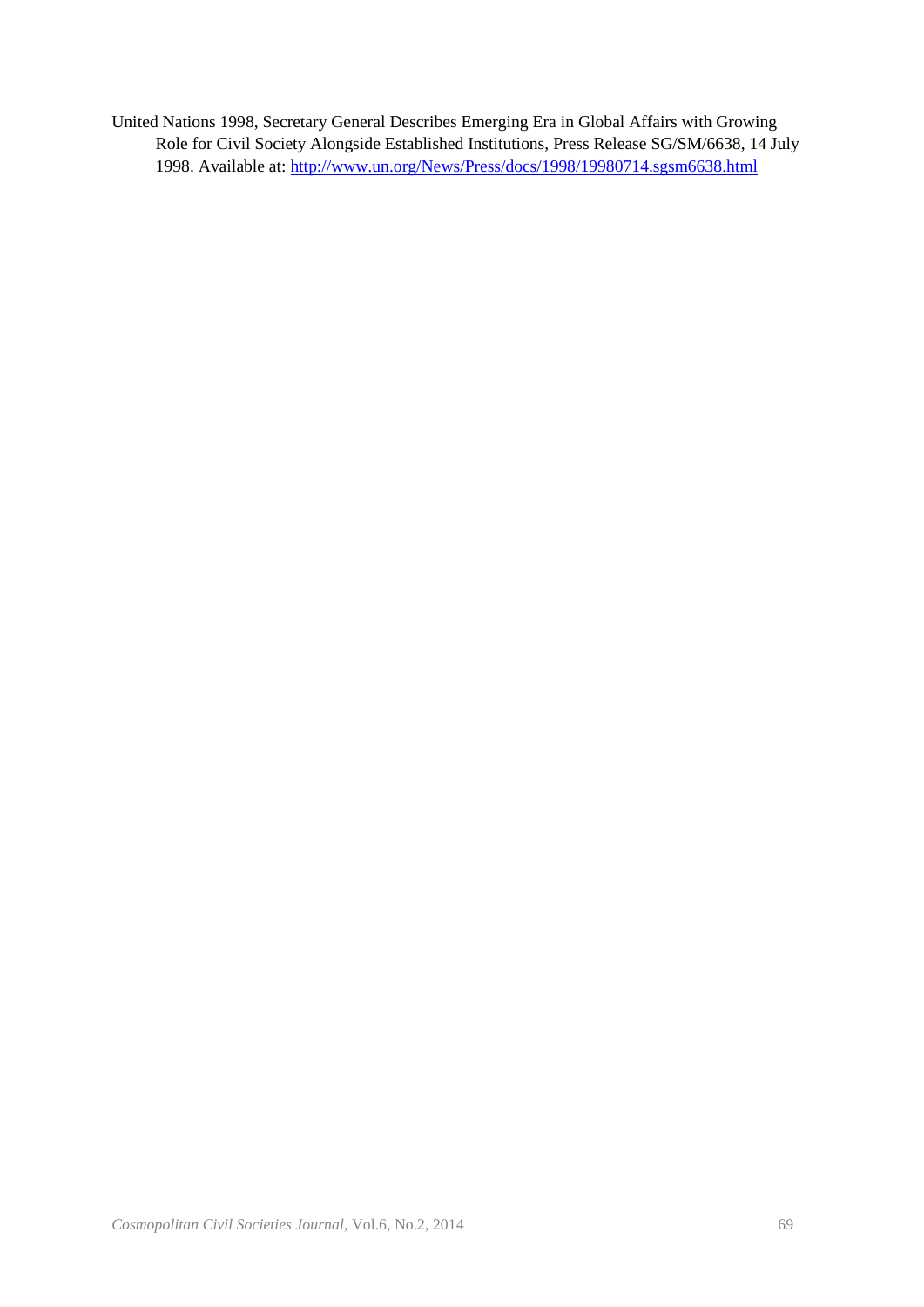United Nations 1998, Secretary General Describes Emerging Era in Global Affairs with Growing Role for Civil Society Alongside Established Institutions, Press Release SG/SM/6638, 14 July 1998. Available at: http://www.un.org/News/Press/docs/1998/19980714.sgsm6638.html